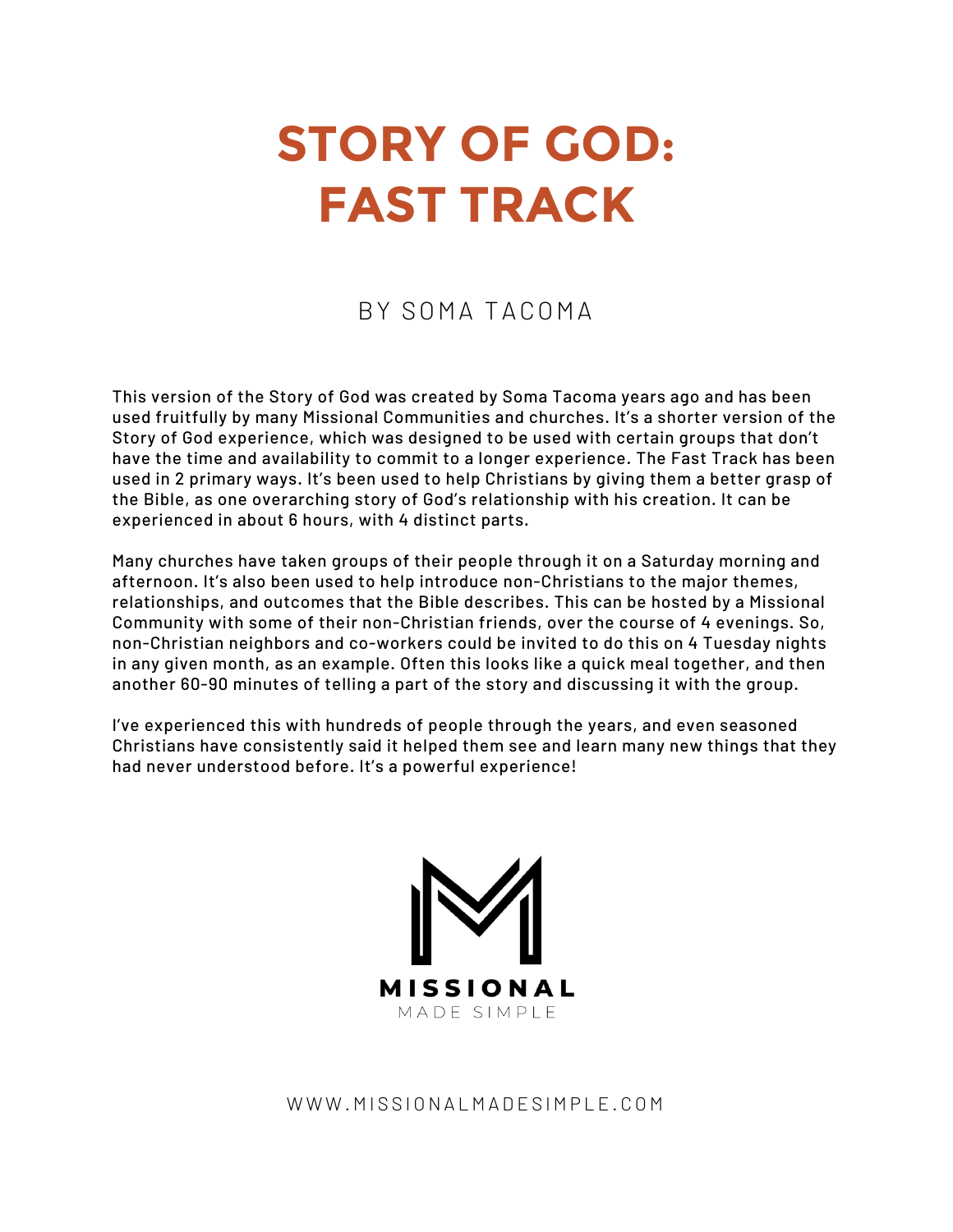# STORY OF GOD: FAST TRACK

BY SOMA TACOMA

This version of the Story of God was created by Soma Tacoma years ago and has been used fruitfully by many Missional Communities and churches. It's a shorter version of the Story of God experience, which was designed to be used with certain groups that don't have the time and availability to commit to a longer experience. The Fast Track has been used in 2 primary ways. It's been used to help Christians by giving them a better grasp of the Bible, as one overarching story of God's relationship with his creation. It can be experienced in about 6 hours, with 4 distinct parts.

Many churches have taken groups of their people through it on a Saturday morning and afternoon. It's also been used to help introduce non-Christians to the major themes, relationships, and outcomes that the Bible describes. This can be hosted by a Missional Community with some of their non-Christian friends, over the course of 4 evenings. So, non-Christian neighbors and co-workers could be invited to do this on 4 Tuesday nights in any given month, as an example. Often this looks like a quick meal together, and then another 60-90 minutes of telling a part of the story and discussing it with the group.

I've experienced this with hundreds of people through the years, and even seasoned Christians have consistently said it helped them see and learn many new things that they had never understood before. It's a powerful experience!

MISSIONAL
MADE SIMPLE

WWW.MISSIONALMADESIMPLE.COM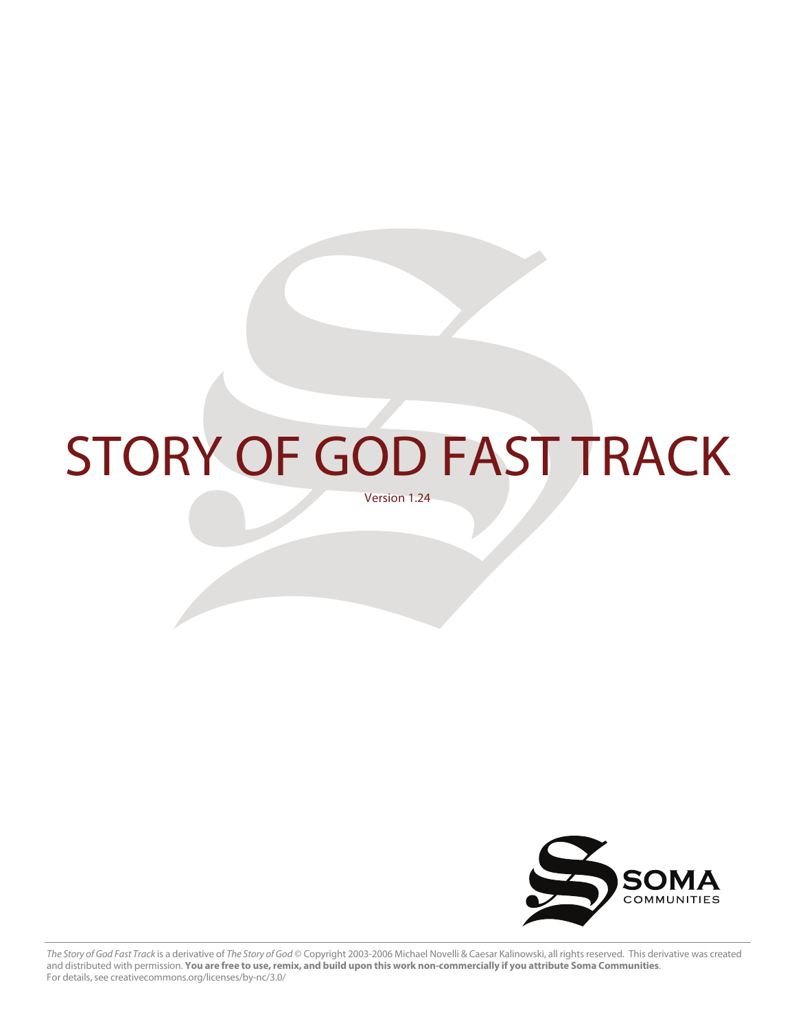# STORY OF GOD FAST TRACK

Version 1.24

SOMA COMMUNITIES

*The Story of God Fast Track* is a derivative of *The Story of God* © Copyright 2003-2006 Michael Novelli & Caesar Kalinowski, all rights reserved. This derivative was created and distributed with permission. **You are free to use, remix, and build upon this work non-commercially if you attribute Soma Communities**. For details, see creativecommons.org/licenses/by-nc/3.0/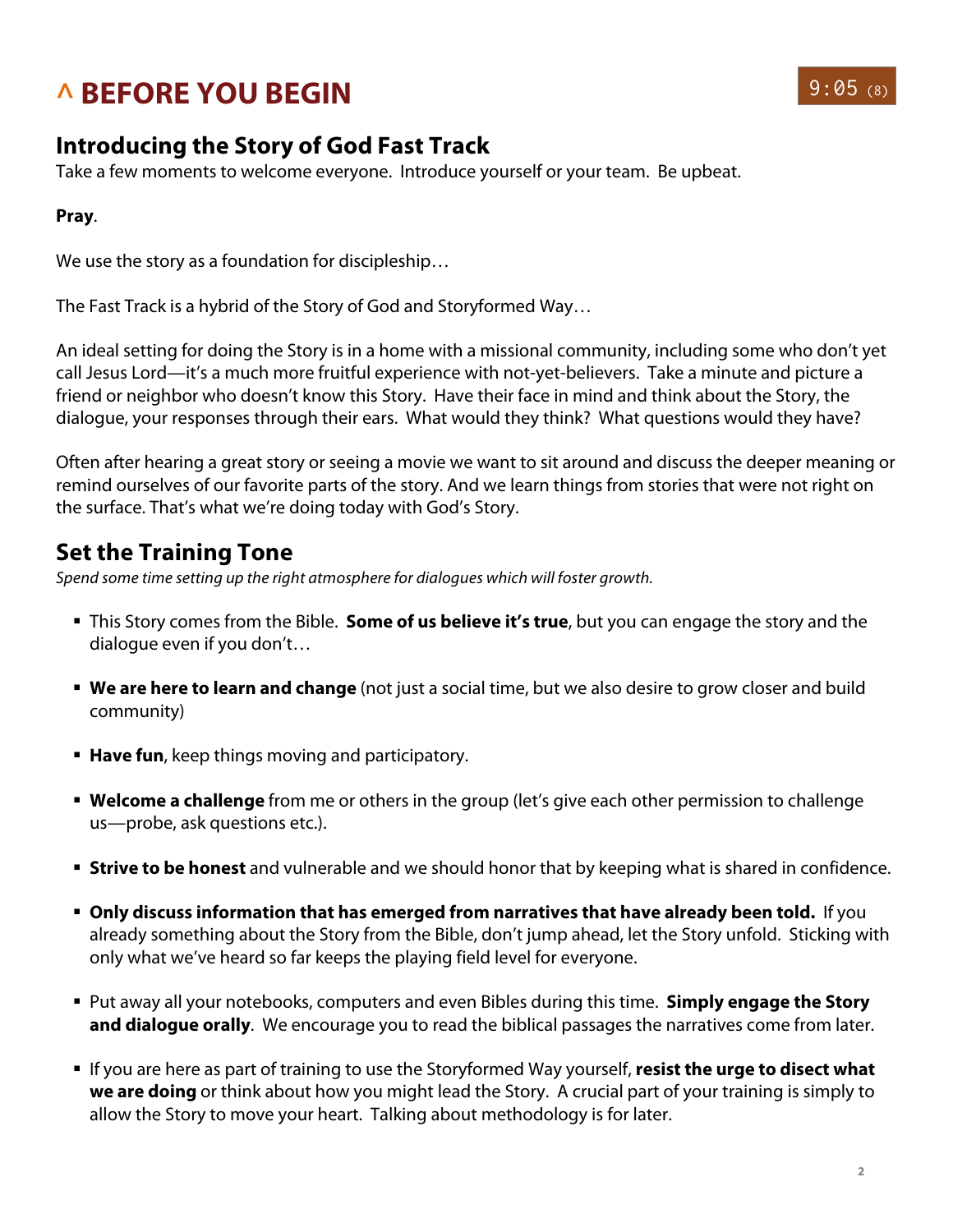# ^ BEFORE YOU BEGIN

9:05 (8)

## Introducing the Story of God Fast Track

Take a few moments to welcome everyone. Introduce yourself or your team. Be upbeat.

**Pray**.

We use the story as a foundation for discipleship…

The Fast Track is a hybrid of the Story of God and Storyformed Way…

An ideal setting for doing the Story is in a home with a missional community, including some who don't yet call Jesus Lord—it's a much more fruitful experience with not-yet-believers. Take a minute and picture a friend or neighbor who doesn't know this Story. Have their face in mind and think about the Story, the dialogue, your responses through their ears. What would they think? What questions would they have?

Often after hearing a great story or seeing a movie we want to sit around and discuss the deeper meaning or remind ourselves of our favorite parts of the story. And we learn things from stories that were not right on the surface. That's what we're doing today with God's Story.

## Set the Training Tone

*Spend some time setting up the right atmosphere for dialogues which will foster growth.*

- This Story comes from the Bible. **Some of us believe it's true**, but you can engage the story and the dialogue even if you don't…
- **We are here to learn and change** (not just a social time, but we also desire to grow closer and build community)
- **Have fun**, keep things moving and participatory.
- **Welcome a challenge** from me or others in the group (let's give each other permission to challenge us—probe, ask questions etc.).
- **Strive to be honest** and vulnerable and we should honor that by keeping what is shared in confidence.
- **Only discuss information that has emerged from narratives that have already been told.** If you already something about the Story from the Bible, don't jump ahead, let the Story unfold. Sticking with only what we've heard so far keeps the playing field level for everyone.
- Put away all your notebooks, computers and even Bibles during this time. **Simply engage the Story and dialogue orally**. We encourage you to read the biblical passages the narratives come from later.
- If you are here as part of training to use the Storyformed Way yourself, **resist the urge to disect what we are doing** or think about how you might lead the Story. A crucial part of your training is simply to allow the Story to move your heart. Talking about methodology is for later.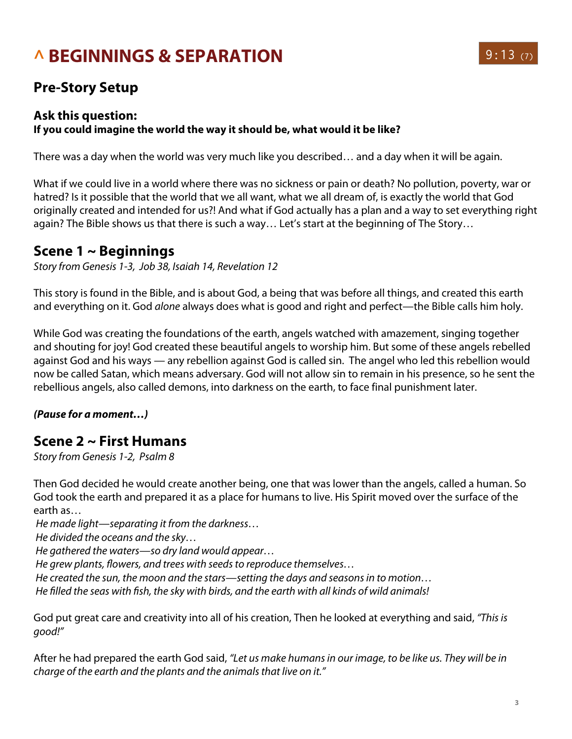# ^ BEGINNINGS & SEPARATION

9:13 (7)

## Pre-Story Setup

### Ask this question:

**If you could imagine the world the way it should be, what would it be like?**

There was a day when the world was very much like you described… and a day when it will be again.

What if we could live in a world where there was no sickness or pain or death? No pollution, poverty, war or hatred? Is it possible that the world that we all want, what we all dream of, is exactly the world that God originally created and intended for us?! And what if God actually has a plan and a way to set everything right again? The Bible shows us that there is such a way… Let's start at the beginning of The Story…

## Scene 1 ~ Beginnings

*Story from Genesis 1-3, Job 38, Isaiah 14, Revelation 12*

This story is found in the Bible, and is about God, a being that was before all things, and created this earth and everything on it. God *alone* always does what is good and right and perfect—the Bible calls him holy.

While God was creating the foundations of the earth, angels watched with amazement, singing together and shouting for joy! God created these beautiful angels to worship him. But some of these angels rebelled against God and his ways — any rebellion against God is called sin. The angel who led this rebellion would now be called Satan, which means adversary. God will not allow sin to remain in his presence, so he sent the rebellious angels, also called demons, into darkness on the earth, to face final punishment later.

***(Pause for a moment…)***

## Scene 2 ~ First Humans

*Story from Genesis 1-2, Psalm 8*

Then God decided he would create another being, one that was lower than the angels, called a human. So God took the earth and prepared it as a place for humans to live. His Spirit moved over the surface of the earth as…

*He made light—separating it from the darkness…*
*He divided the oceans and the sky…*
*He gathered the waters—so dry land would appear…*
*He grew plants, flowers, and trees with seeds to reproduce themselves…*
*He created the sun, the moon and the stars—setting the days and seasons in to motion…*
*He filled the seas with fish, the sky with birds, and the earth with all kinds of wild animals!*

God put great care and creativity into all of his creation, Then he looked at everything and said, *"This is good!"*

After he had prepared the earth God said, *"Let us make humans in our image, to be like us. They will be in charge of the earth and the plants and the animals that live on it."*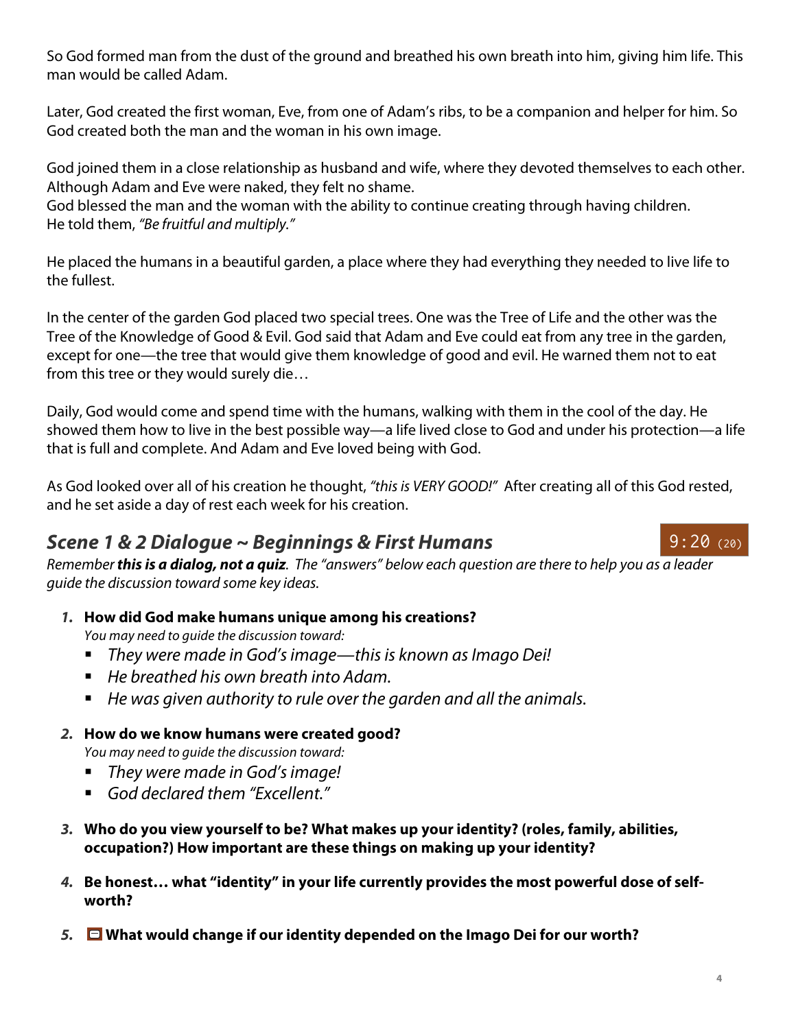So God formed man from the dust of the ground and breathed his own breath into him, giving him life. This man would be called Adam.

Later, God created the first woman, Eve, from one of Adam's ribs, to be a companion and helper for him. So God created both the man and the woman in his own image.

God joined them in a close relationship as husband and wife, where they devoted themselves to each other. Although Adam and Eve were naked, they felt no shame.
God blessed the man and the woman with the ability to continue creating through having children.
He told them, *"Be fruitful and multiply."*

He placed the humans in a beautiful garden, a place where they had everything they needed to live life to the fullest.

In the center of the garden God placed two special trees. One was the Tree of Life and the other was the Tree of the Knowledge of Good & Evil. God said that Adam and Eve could eat from any tree in the garden, except for one—the tree that would give them knowledge of good and evil. He warned them not to eat from this tree or they would surely die…

Daily, God would come and spend time with the humans, walking with them in the cool of the day. He showed them how to live in the best possible way—a life lived close to God and under his protection—a life that is full and complete. And Adam and Eve loved being with God.

As God looked over all of his creation he thought, *"this is VERY GOOD!"* After creating all of this God rested, and he set aside a day of rest each week for his creation.

## *Scene 1 & 2 Dialogue ~ Beginnings & First Humans*

9:20 (20)

*Remember* ***this is a dialog, not a quiz****. The "answers" below each question are there to help you as a leader guide the discussion toward some key ideas.*

1. **How did God make humans unique among his creations?**
   *You may need to guide the discussion toward:*
   - *They were made in God's image—this is known as Imago Dei!*
   - *He breathed his own breath into Adam.*
   - *He was given authority to rule over the garden and all the animals.*
2. **How do we know humans were created good?**
   *You may need to guide the discussion toward:*
   - *They were made in God's image!*
   - *God declared them "Excellent."*
3. **Who do you view yourself to be? What makes up your identity? (roles, family, abilities, occupation?) How important are these things on making up your identity?**
4. **Be honest… what "identity" in your life currently provides the most powerful dose of self-worth?**
5. **What would change if our identity depended on the Imago Dei for our worth?**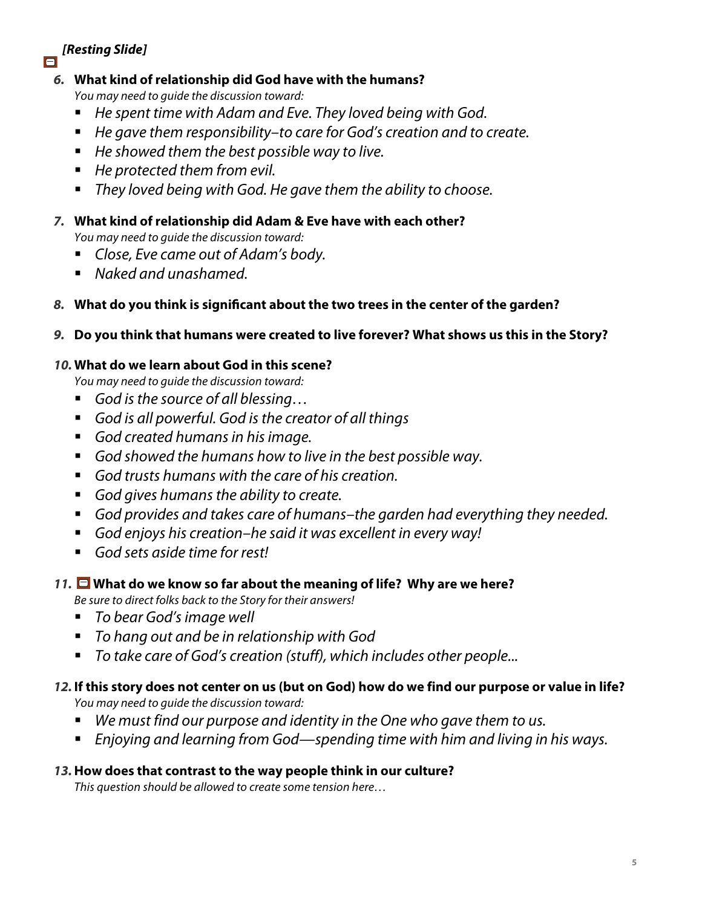***[Resting Slide]***

6. **What kind of relationship did God have with the humans?**
   *You may need to guide the discussion toward:*
   - *He spent time with Adam and Eve. They loved being with God.*
   - *He gave them responsibility–to care for God's creation and to create.*
   - *He showed them the best possible way to live.*
   - *He protected them from evil.*
   - *They loved being with God. He gave them the ability to choose.*

7. **What kind of relationship did Adam & Eve have with each other?**
   *You may need to guide the discussion toward:*
   - *Close, Eve came out of Adam's body.*
   - *Naked and unashamed.*

8. **What do you think is significant about the two trees in the center of the garden?**

9. **Do you think that humans were created to live forever? What shows us this in the Story?**

10. **What do we learn about God in this scene?**
    *You may need to guide the discussion toward:*
    - *God is the source of all blessing…*
    - *God is all powerful. God is the creator of all things*
    - *God created humans in his image.*
    - *God showed the humans how to live in the best possible way.*
    - *God trusts humans with the care of his creation.*
    - *God gives humans the ability to create.*
    - *God provides and takes care of humans–the garden had everything they needed.*
    - *God enjoys his creation–he said it was excellent in every way!*
    - *God sets aside time for rest!*

11. **What do we know so far about the meaning of life? Why are we here?**
    *Be sure to direct folks back to the Story for their answers!*
    - *To bear God's image well*
    - *To hang out and be in relationship with God*
    - *To take care of God's creation (stuff), which includes other people...*

12. **If this story does not center on us (but on God) how do we find our purpose or value in life?**
    *You may need to guide the discussion toward:*
    - *We must find our purpose and identity in the One who gave them to us.*
    - *Enjoying and learning from God—spending time with him and living in his ways.*

13. **How does that contrast to the way people think in our culture?**
    *This question should be allowed to create some tension here…*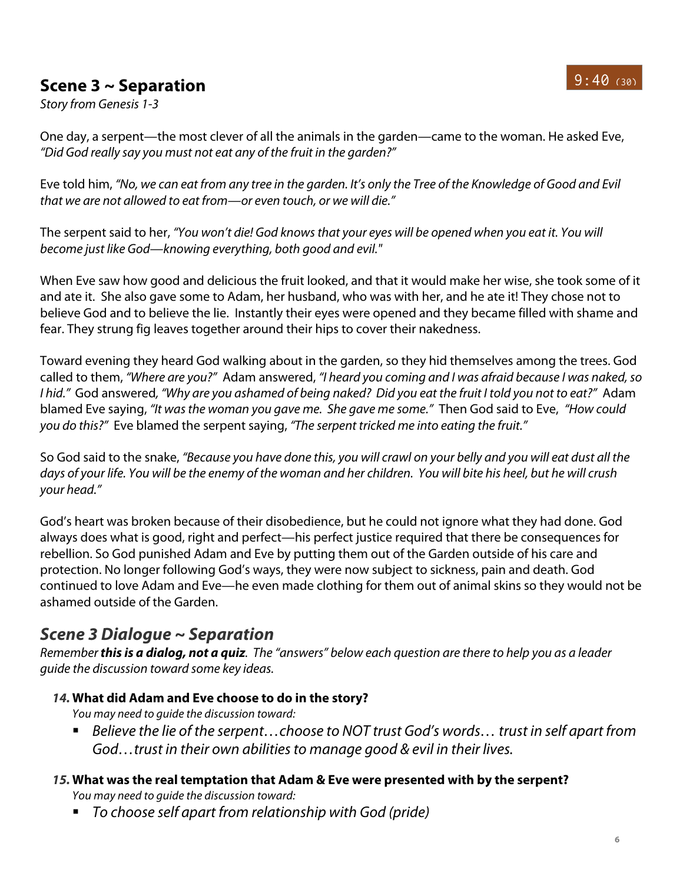## Scene 3 ~ Separation

9:40 (30)

*Story from Genesis 1-3*

One day, a serpent—the most clever of all the animals in the garden—came to the woman. He asked Eve, *"Did God really say you must not eat any of the fruit in the garden?"*

Eve told him, *"No, we can eat from any tree in the garden. It's only the Tree of the Knowledge of Good and Evil that we are not allowed to eat from—or even touch, or we will die."*

The serpent said to her, *"You won't die! God knows that your eyes will be opened when you eat it. You will become just like God—knowing everything, both good and evil."*

When Eve saw how good and delicious the fruit looked, and that it would make her wise, she took some of it and ate it. She also gave some to Adam, her husband, who was with her, and he ate it! They chose not to believe God and to believe the lie. Instantly their eyes were opened and they became filled with shame and fear. They strung fig leaves together around their hips to cover their nakedness.

Toward evening they heard God walking about in the garden, so they hid themselves among the trees. God called to them, *"Where are you?"* Adam answered, *"I heard you coming and I was afraid because I was naked, so I hid."* God answered, *"Why are you ashamed of being naked? Did you eat the fruit I told you not to eat?"* Adam blamed Eve saying, *"It was the woman you gave me. She gave me some."* Then God said to Eve, *"How could you do this?"* Eve blamed the serpent saying, *"The serpent tricked me into eating the fruit."*

So God said to the snake, *"Because you have done this, you will crawl on your belly and you will eat dust all the days of your life. You will be the enemy of the woman and her children. You will bite his heel, but he will crush your head."*

God's heart was broken because of their disobedience, but he could not ignore what they had done. God always does what is good, right and perfect—his perfect justice required that there be consequences for rebellion. So God punished Adam and Eve by putting them out of the Garden outside of his care and protection. No longer following God's ways, they were now subject to sickness, pain and death. God continued to love Adam and Eve—he even made clothing for them out of animal skins so they would not be ashamed outside of the Garden.

## *Scene 3 Dialogue ~ Separation*

*Remember **this is a dialog, not a quiz**. The "answers" below each question are there to help you as a leader guide the discussion toward some key ideas.*

***14.*** **What did Adam and Eve choose to do in the story?**

*You may need to guide the discussion toward:*

- *Believe the lie of the serpent…choose to NOT trust God's words… trust in self apart from God…trust in their own abilities to manage good & evil in their lives.*

***15.*** **What was the real temptation that Adam & Eve were presented with by the serpent?**

*You may need to guide the discussion toward:*

- *To choose self apart from relationship with God (pride)*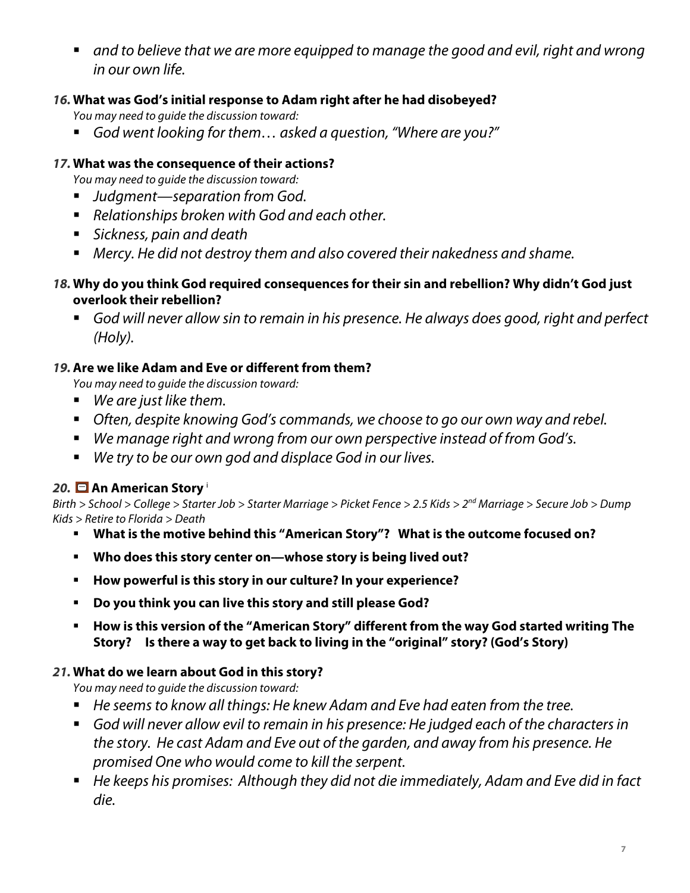- *and to believe that we are more equipped to manage the good and evil, right and wrong in our own life.*

***16.*** **What was God's initial response to Adam right after he had disobeyed?**

*You may need to guide the discussion toward:*

- *God went looking for them… asked a question, "Where are you?"*

***17.*** **What was the consequence of their actions?**

*You may need to guide the discussion toward:*

- *Judgment—separation from God.*
- *Relationships broken with God and each other.*
- *Sickness, pain and death*
- *Mercy. He did not destroy them and also covered their nakedness and shame.*

***18.*** **Why do you think God required consequences for their sin and rebellion? Why didn't God just overlook their rebellion?**

- *God will never allow sin to remain in his presence. He always does good, right and perfect (Holy).*

***19.*** **Are we like Adam and Eve or different from them?**

*You may need to guide the discussion toward:*

- *We are just like them.*
- *Often, despite knowing God's commands, we choose to go our own way and rebel.*
- *We manage right and wrong from our own perspective instead of from God's.*
- *We try to be our own god and displace God in our lives.*

***20.*** **An American Story** [i]

*Birth > School > College > Starter Job > Starter Marriage > Picket Fence > 2.5 Kids > 2nd Marriage > Secure Job > Dump Kids > Retire to Florida > Death*

- **What is the motive behind this "American Story"? What is the outcome focused on?**
- **Who does this story center on—whose story is being lived out?**
- **How powerful is this story in our culture? In your experience?**
- **Do you think you can live this story and still please God?**
- **How is this version of the "American Story" different from the way God started writing The Story? Is there a way to get back to living in the "original" story? (God's Story)**

***21.*** **What do we learn about God in this story?**

*You may need to guide the discussion toward:*

- *He seems to know all things: He knew Adam and Eve had eaten from the tree.*
- *God will never allow evil to remain in his presence: He judged each of the characters in the story. He cast Adam and Eve out of the garden, and away from his presence. He promised One who would come to kill the serpent.*
- *He keeps his promises: Although they did not die immediately, Adam and Eve did in fact die.*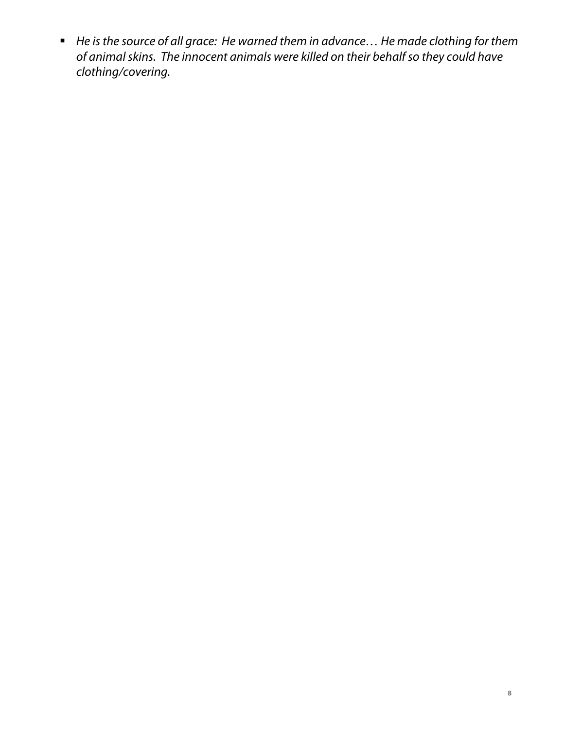- *He is the source of all grace: He warned them in advance… He made clothing for them of animal skins. The innocent animals were killed on their behalf so they could have clothing/covering.*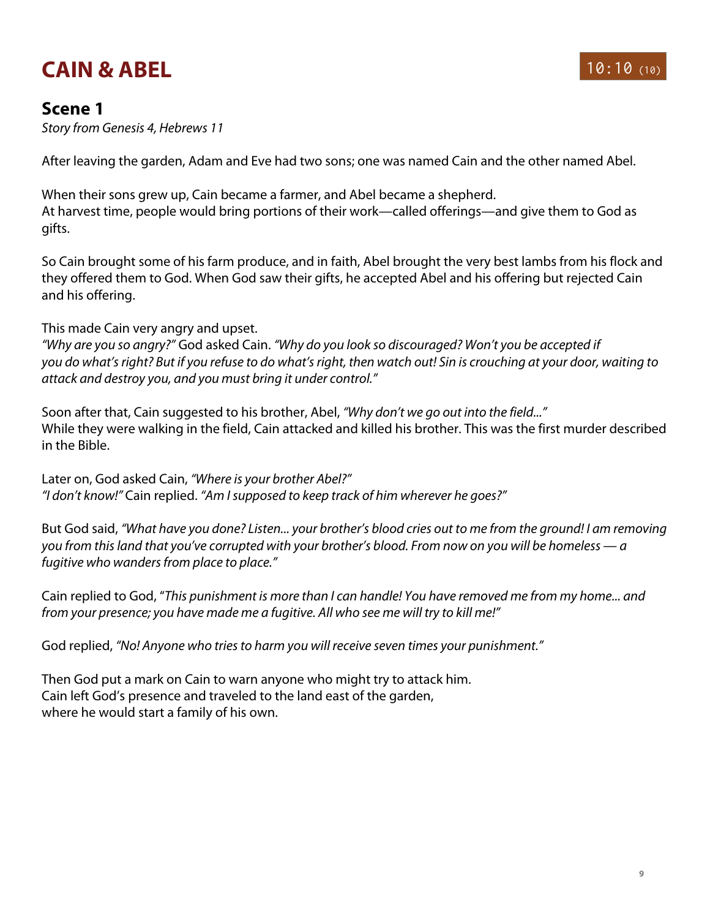# CAIN & ABEL

10:10 (10)

## Scene 1

*Story from Genesis 4, Hebrews 11*

After leaving the garden, Adam and Eve had two sons; one was named Cain and the other named Abel.

When their sons grew up, Cain became a farmer, and Abel became a shepherd.
At harvest time, people would bring portions of their work—called offerings—and give them to God as gifts.

So Cain brought some of his farm produce, and in faith, Abel brought the very best lambs from his flock and they offered them to God. When God saw their gifts, he accepted Abel and his offering but rejected Cain and his offering.

This made Cain very angry and upset.
*"Why are you so angry?"* God asked Cain. *"Why do you look so discouraged? Won't you be accepted if you do what's right? But if you refuse to do what's right, then watch out! Sin is crouching at your door, waiting to attack and destroy you, and you must bring it under control."*

Soon after that, Cain suggested to his brother, Abel, *"Why don't we go out into the field..."*
While they were walking in the field, Cain attacked and killed his brother. This was the first murder described in the Bible.

Later on, God asked Cain, *"Where is your brother Abel?"*
*"I don't know!"* Cain replied. *"Am I supposed to keep track of him wherever he goes?"*

But God said, *"What have you done? Listen... your brother's blood cries out to me from the ground! I am removing you from this land that you've corrupted with your brother's blood. From now on you will be homeless — a fugitive who wanders from place to place."*

Cain replied to God, "*This punishment is more than I can handle! You have removed me from my home... and from your presence; you have made me a fugitive. All who see me will try to kill me!"*

God replied, *"No! Anyone who tries to harm you will receive seven times your punishment."*

Then God put a mark on Cain to warn anyone who might try to attack him.
Cain left God's presence and traveled to the land east of the garden,
where he would start a family of his own.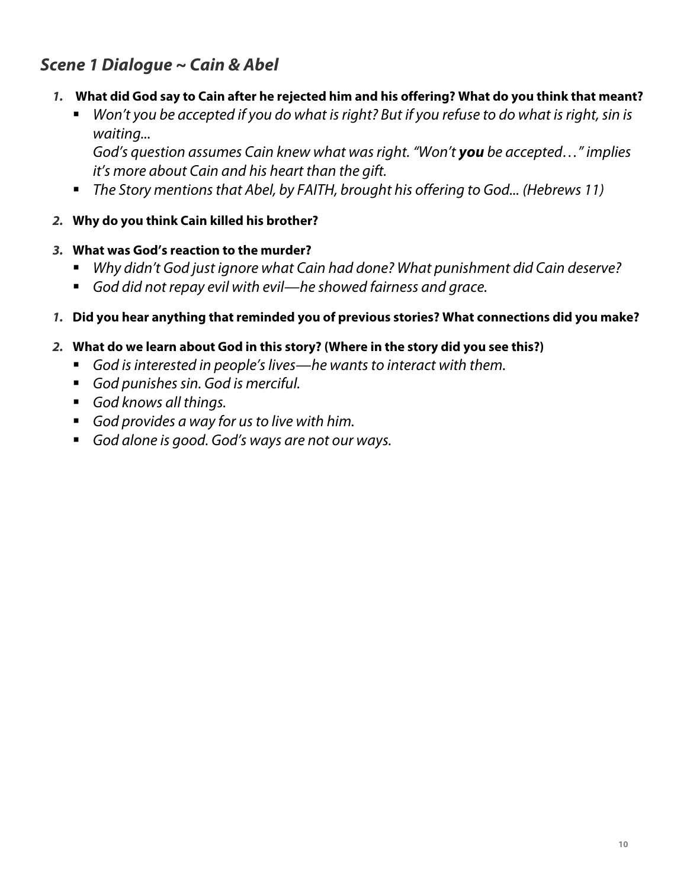## *Scene 1 Dialogue ~ Cain & Abel*

1. **What did God say to Cain after he rejected him and his offering? What do you think that meant?**
   - *Won't you be accepted if you do what is right? But if you refuse to do what is right, sin is waiting...*
     *God's question assumes Cain knew what was right. "Won't **you** be accepted…" implies it's more about Cain and his heart than the gift.*
   - *The Story mentions that Abel, by FAITH, brought his offering to God... (Hebrews 11)*

2. **Why do you think Cain killed his brother?**

3. **What was God's reaction to the murder?**
   - *Why didn't God just ignore what Cain had done? What punishment did Cain deserve?*
   - *God did not repay evil with evil—he showed fairness and grace.*

1. **Did you hear anything that reminded you of previous stories? What connections did you make?**

2. **What do we learn about God in this story? (Where in the story did you see this?)**
   - *God is interested in people's lives—he wants to interact with them.*
   - *God punishes sin. God is merciful.*
   - *God knows all things.*
   - *God provides a way for us to live with him.*
   - *God alone is good. God's ways are not our ways.*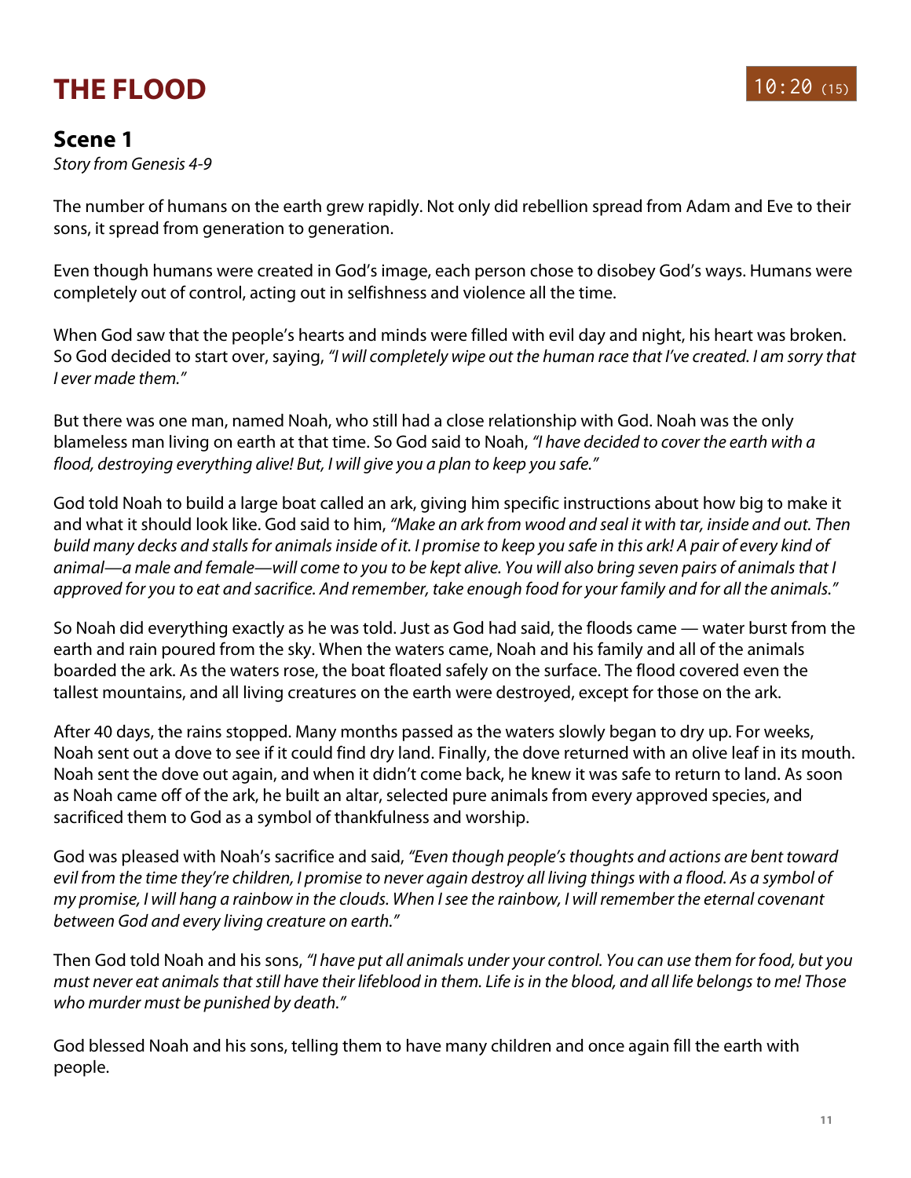# THE FLOOD

10:20 (15)

## Scene 1

*Story from Genesis 4-9*

The number of humans on the earth grew rapidly. Not only did rebellion spread from Adam and Eve to their sons, it spread from generation to generation.

Even though humans were created in God's image, each person chose to disobey God's ways. Humans were completely out of control, acting out in selfishness and violence all the time.

When God saw that the people's hearts and minds were filled with evil day and night, his heart was broken. So God decided to start over, saying, *"I will completely wipe out the human race that I've created. I am sorry that I ever made them."*

But there was one man, named Noah, who still had a close relationship with God. Noah was the only blameless man living on earth at that time. So God said to Noah, *"I have decided to cover the earth with a flood, destroying everything alive! But, I will give you a plan to keep you safe."*

God told Noah to build a large boat called an ark, giving him specific instructions about how big to make it and what it should look like. God said to him, *"Make an ark from wood and seal it with tar, inside and out. Then build many decks and stalls for animals inside of it. I promise to keep you safe in this ark! A pair of every kind of animal—a male and female—will come to you to be kept alive. You will also bring seven pairs of animals that I approved for you to eat and sacrifice. And remember, take enough food for your family and for all the animals."*

So Noah did everything exactly as he was told. Just as God had said, the floods came — water burst from the earth and rain poured from the sky. When the waters came, Noah and his family and all of the animals boarded the ark. As the waters rose, the boat floated safely on the surface. The flood covered even the tallest mountains, and all living creatures on the earth were destroyed, except for those on the ark.

After 40 days, the rains stopped. Many months passed as the waters slowly began to dry up. For weeks, Noah sent out a dove to see if it could find dry land. Finally, the dove returned with an olive leaf in its mouth. Noah sent the dove out again, and when it didn't come back, he knew it was safe to return to land. As soon as Noah came off of the ark, he built an altar, selected pure animals from every approved species, and sacrificed them to God as a symbol of thankfulness and worship.

God was pleased with Noah's sacrifice and said, *"Even though people's thoughts and actions are bent toward evil from the time they're children, I promise to never again destroy all living things with a flood. As a symbol of my promise, I will hang a rainbow in the clouds. When I see the rainbow, I will remember the eternal covenant between God and every living creature on earth."*

Then God told Noah and his sons, *"I have put all animals under your control. You can use them for food, but you must never eat animals that still have their lifeblood in them. Life is in the blood, and all life belongs to me! Those who murder must be punished by death."*

God blessed Noah and his sons, telling them to have many children and once again fill the earth with people.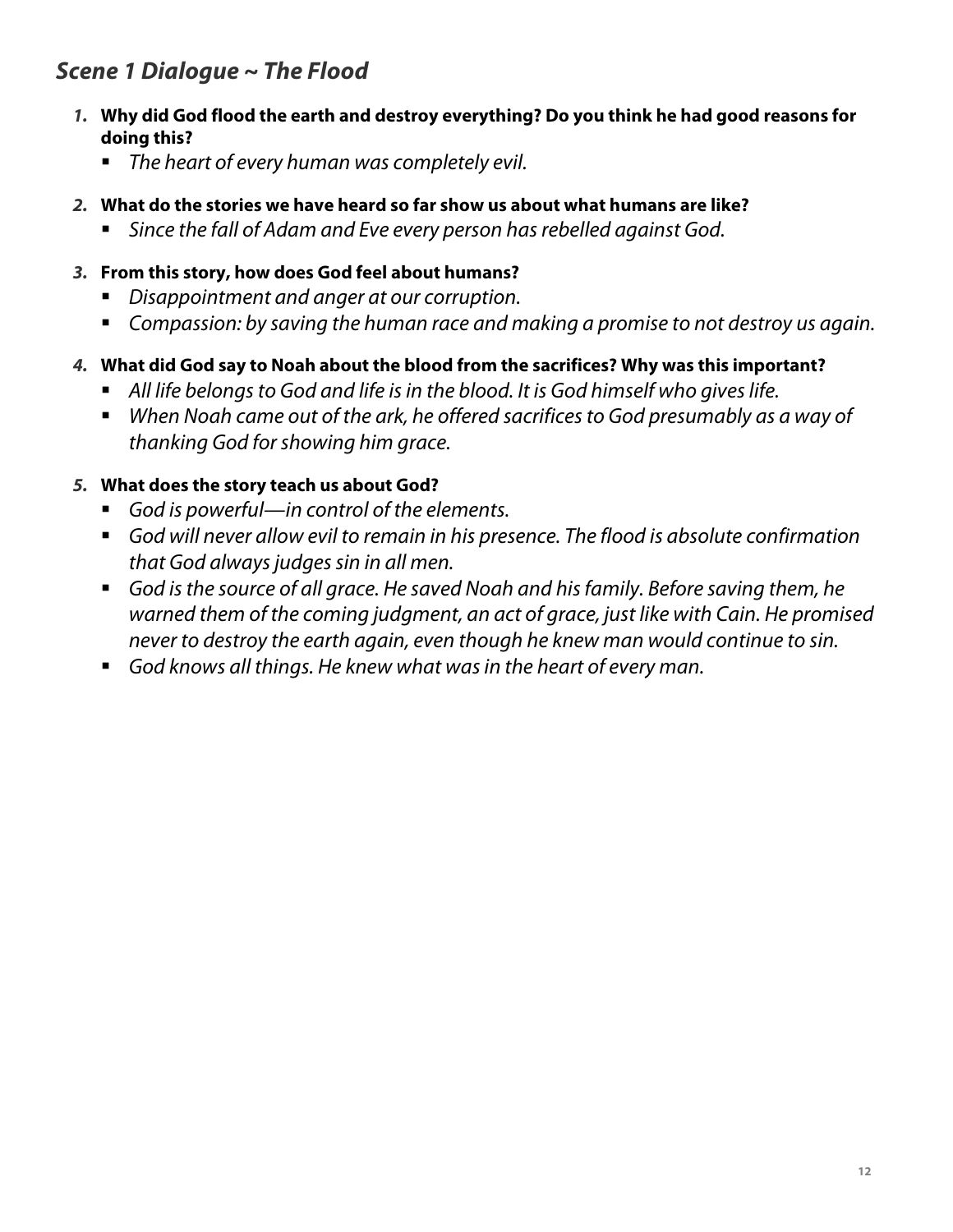## *Scene 1 Dialogue ~ The Flood*

1. **Why did God flood the earth and destroy everything? Do you think he had good reasons for doing this?**
   - *The heart of every human was completely evil.*

2. **What do the stories we have heard so far show us about what humans are like?**
   - *Since the fall of Adam and Eve every person has rebelled against God.*

3. **From this story, how does God feel about humans?**
   - *Disappointment and anger at our corruption.*
   - *Compassion: by saving the human race and making a promise to not destroy us again.*

4. **What did God say to Noah about the blood from the sacrifices? Why was this important?**
   - *All life belongs to God and life is in the blood. It is God himself who gives life.*
   - *When Noah came out of the ark, he offered sacrifices to God presumably as a way of thanking God for showing him grace.*

5. **What does the story teach us about God?**
   - *God is powerful—in control of the elements.*
   - *God will never allow evil to remain in his presence. The flood is absolute confirmation that God always judges sin in all men.*
   - *God is the source of all grace. He saved Noah and his family. Before saving them, he warned them of the coming judgment, an act of grace, just like with Cain. He promised never to destroy the earth again, even though he knew man would continue to sin.*
   - *God knows all things. He knew what was in the heart of every man.*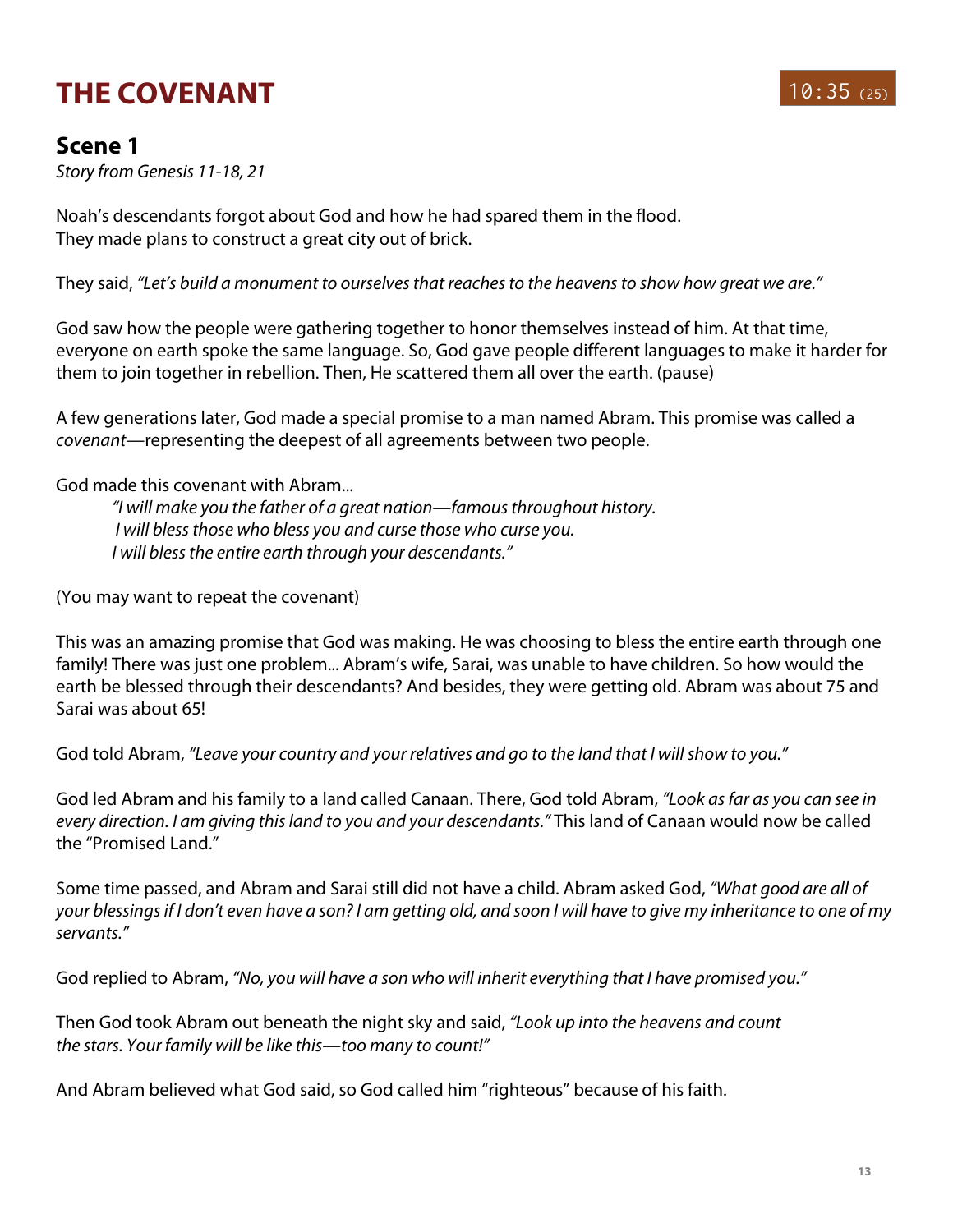# THE COVENANT

10:35 (25)

## Scene 1

*Story from Genesis 11-18, 21*

Noah's descendants forgot about God and how he had spared them in the flood.
They made plans to construct a great city out of brick.

They said, *"Let's build a monument to ourselves that reaches to the heavens to show how great we are."*

God saw how the people were gathering together to honor themselves instead of him. At that time, everyone on earth spoke the same language. So, God gave people different languages to make it harder for them to join together in rebellion. Then, He scattered them all over the earth. (pause)

A few generations later, God made a special promise to a man named Abram. This promise was called a *covenant*—representing the deepest of all agreements between two people.

God made this covenant with Abram...

> *"I will make you the father of a great nation—famous throughout history.*
> *I will bless those who bless you and curse those who curse you.*
> *I will bless the entire earth through your descendants."*

(You may want to repeat the covenant)

This was an amazing promise that God was making. He was choosing to bless the entire earth through one family! There was just one problem... Abram's wife, Sarai, was unable to have children. So how would the earth be blessed through their descendants? And besides, they were getting old. Abram was about 75 and Sarai was about 65!

God told Abram, *"Leave your country and your relatives and go to the land that I will show to you."*

God led Abram and his family to a land called Canaan. There, God told Abram, *"Look as far as you can see in every direction. I am giving this land to you and your descendants."* This land of Canaan would now be called the "Promised Land."

Some time passed, and Abram and Sarai still did not have a child. Abram asked God, *"What good are all of your blessings if I don't even have a son? I am getting old, and soon I will have to give my inheritance to one of my servants."*

God replied to Abram, *"No, you will have a son who will inherit everything that I have promised you."*

Then God took Abram out beneath the night sky and said, *"Look up into the heavens and count the stars. Your family will be like this—too many to count!"*

And Abram believed what God said, so God called him "righteous" because of his faith.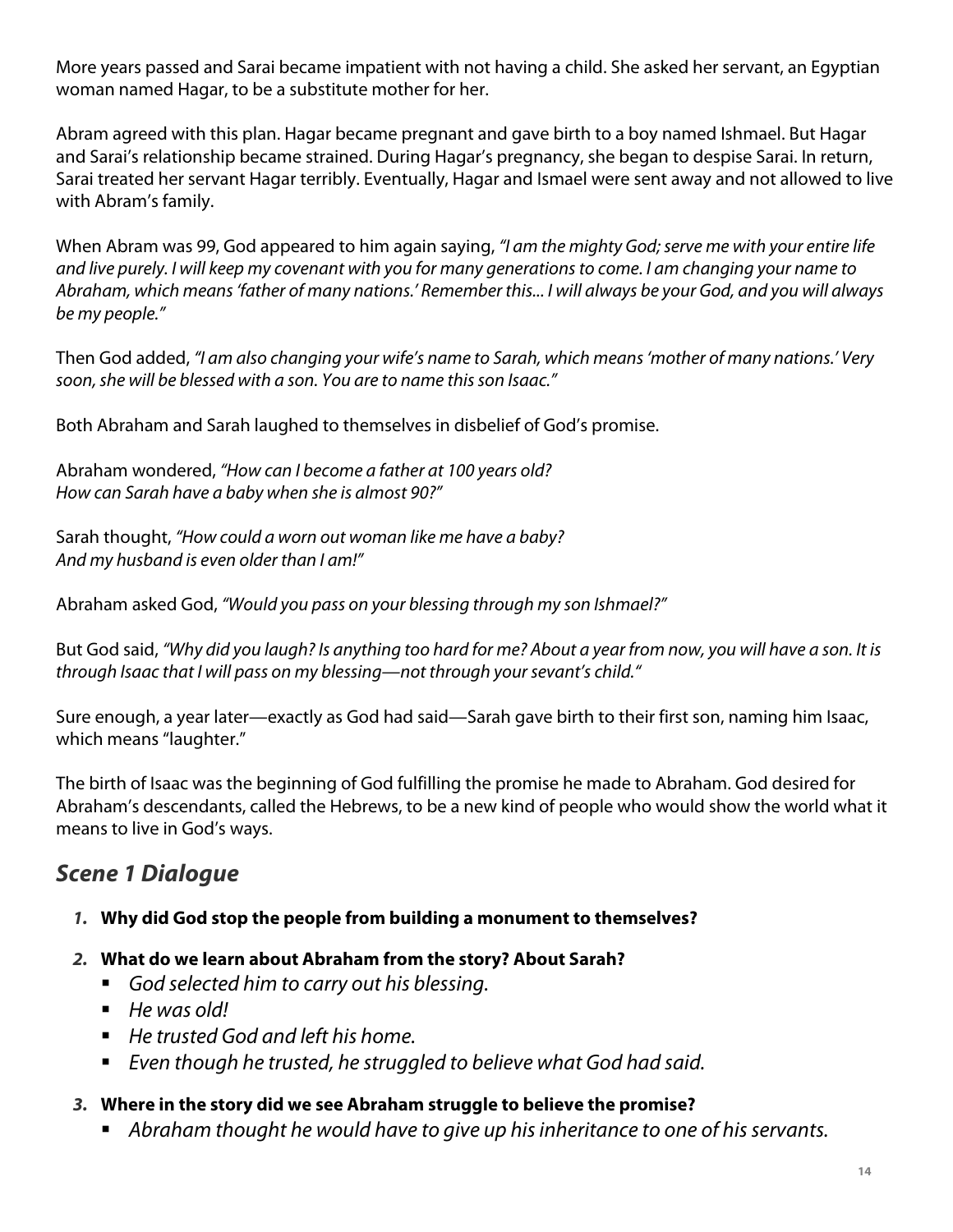More years passed and Sarai became impatient with not having a child. She asked her servant, an Egyptian woman named Hagar, to be a substitute mother for her.

Abram agreed with this plan. Hagar became pregnant and gave birth to a boy named Ishmael. But Hagar and Sarai's relationship became strained. During Hagar's pregnancy, she began to despise Sarai. In return, Sarai treated her servant Hagar terribly. Eventually, Hagar and Ismael were sent away and not allowed to live with Abram's family.

When Abram was 99, God appeared to him again saying, *"I am the mighty God; serve me with your entire life and live purely. I will keep my covenant with you for many generations to come. I am changing your name to Abraham, which means 'father of many nations.' Remember this... I will always be your God, and you will always be my people."*

Then God added, *"I am also changing your wife's name to Sarah, which means 'mother of many nations.' Very soon, she will be blessed with a son. You are to name this son Isaac."*

Both Abraham and Sarah laughed to themselves in disbelief of God's promise.

Abraham wondered, *"How can I become a father at 100 years old?*
*How can Sarah have a baby when she is almost 90?"*

Sarah thought, *"How could a worn out woman like me have a baby?*
*And my husband is even older than I am!"*

Abraham asked God, *"Would you pass on your blessing through my son Ishmael?"*

But God said, *"Why did you laugh? Is anything too hard for me? About a year from now, you will have a son. It is through Isaac that I will pass on my blessing—not through your sevant's child."*

Sure enough, a year later—exactly as God had said—Sarah gave birth to their first son, naming him Isaac, which means "laughter."

The birth of Isaac was the beginning of God fulfilling the promise he made to Abraham. God desired for Abraham's descendants, called the Hebrews, to be a new kind of people who would show the world what it means to live in God's ways.

## *Scene 1 Dialogue*

1. **Why did God stop the people from building a monument to themselves?**
2. **What do we learn about Abraham from the story? About Sarah?**
   - *God selected him to carry out his blessing.*
   - *He was old!*
   - *He trusted God and left his home.*
   - *Even though he trusted, he struggled to believe what God had said.*
3. **Where in the story did we see Abraham struggle to believe the promise?**
   - *Abraham thought he would have to give up his inheritance to one of his servants.*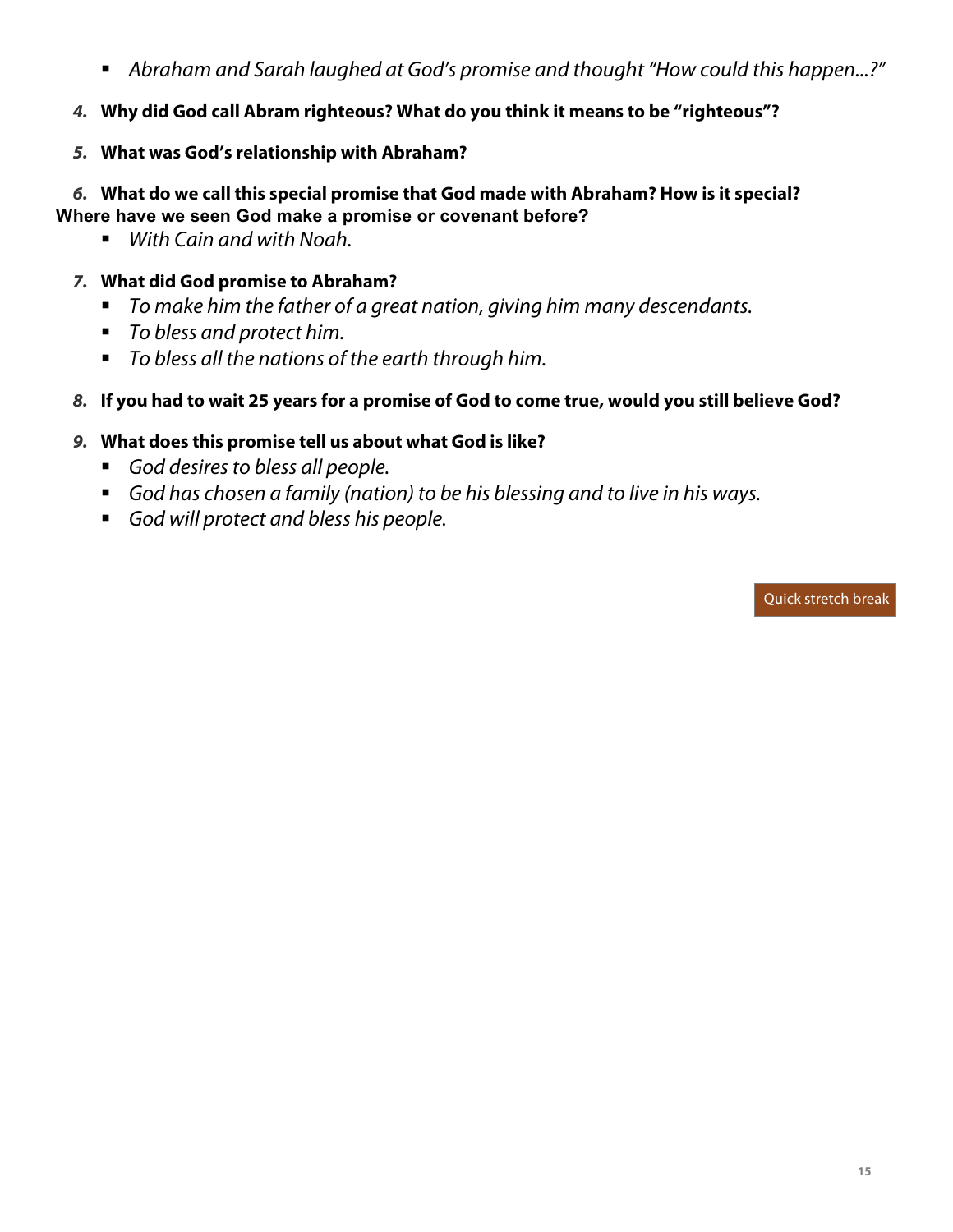- *Abraham and Sarah laughed at God's promise and thought "How could this happen...?"*

4. **Why did God call Abram righteous? What do you think it means to be "righteous"?**

5. **What was God's relationship with Abraham?**

6. **What do we call this special promise that God made with Abraham? How is it special? Where have we seen God make a promise or covenant before?**
   - *With Cain and with Noah.*

7. **What did God promise to Abraham?**
   - *To make him the father of a great nation, giving him many descendants.*
   - *To bless and protect him.*
   - *To bless all the nations of the earth through him.*

8. **If you had to wait 25 years for a promise of God to come true, would you still believe God?**

9. **What does this promise tell us about what God is like?**
   - *God desires to bless all people.*
   - *God has chosen a family (nation) to be his blessing and to live in his ways.*
   - *God will protect and bless his people.*

Quick stretch break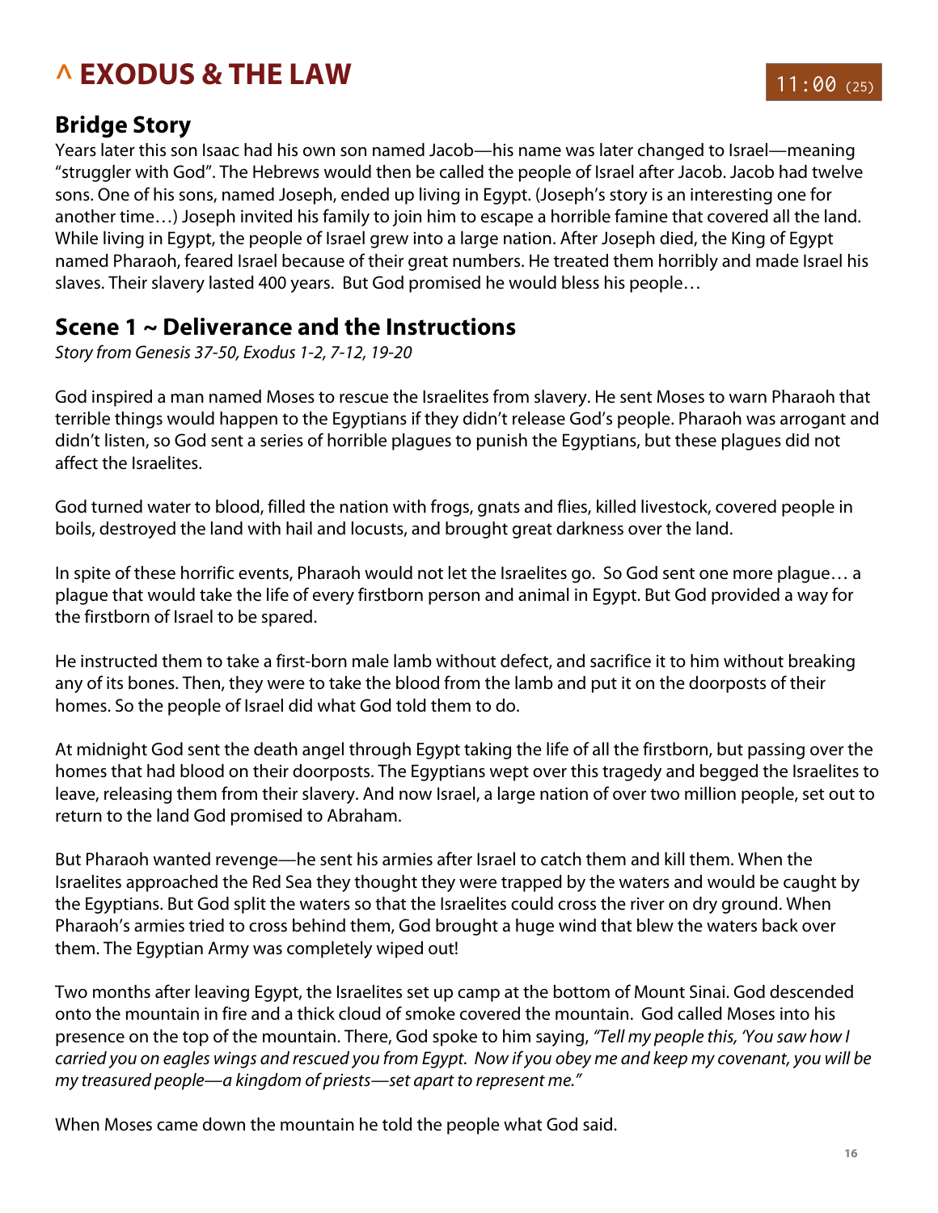# ^ EXODUS & THE LAW

11:00 (25)

## Bridge Story

Years later this son Isaac had his own son named Jacob—his name was later changed to Israel—meaning "struggler with God". The Hebrews would then be called the people of Israel after Jacob. Jacob had twelve sons. One of his sons, named Joseph, ended up living in Egypt. (Joseph's story is an interesting one for another time…) Joseph invited his family to join him to escape a horrible famine that covered all the land. While living in Egypt, the people of Israel grew into a large nation. After Joseph died, the King of Egypt named Pharaoh, feared Israel because of their great numbers. He treated them horribly and made Israel his slaves. Their slavery lasted 400 years. But God promised he would bless his people…

## Scene 1 ~ Deliverance and the Instructions

*Story from Genesis 37-50, Exodus 1-2, 7-12, 19-20*

God inspired a man named Moses to rescue the Israelites from slavery. He sent Moses to warn Pharaoh that terrible things would happen to the Egyptians if they didn't release God's people. Pharaoh was arrogant and didn't listen, so God sent a series of horrible plagues to punish the Egyptians, but these plagues did not affect the Israelites.

God turned water to blood, filled the nation with frogs, gnats and flies, killed livestock, covered people in boils, destroyed the land with hail and locusts, and brought great darkness over the land.

In spite of these horrific events, Pharaoh would not let the Israelites go. So God sent one more plague… a plague that would take the life of every firstborn person and animal in Egypt. But God provided a way for the firstborn of Israel to be spared.

He instructed them to take a first-born male lamb without defect, and sacrifice it to him without breaking any of its bones. Then, they were to take the blood from the lamb and put it on the doorposts of their homes. So the people of Israel did what God told them to do.

At midnight God sent the death angel through Egypt taking the life of all the firstborn, but passing over the homes that had blood on their doorposts. The Egyptians wept over this tragedy and begged the Israelites to leave, releasing them from their slavery. And now Israel, a large nation of over two million people, set out to return to the land God promised to Abraham.

But Pharaoh wanted revenge—he sent his armies after Israel to catch them and kill them. When the Israelites approached the Red Sea they thought they were trapped by the waters and would be caught by the Egyptians. But God split the waters so that the Israelites could cross the river on dry ground. When Pharaoh's armies tried to cross behind them, God brought a huge wind that blew the waters back over them. The Egyptian Army was completely wiped out!

Two months after leaving Egypt, the Israelites set up camp at the bottom of Mount Sinai. God descended onto the mountain in fire and a thick cloud of smoke covered the mountain. God called Moses into his presence on the top of the mountain. There, God spoke to him saying, *"Tell my people this, 'You saw how I carried you on eagles wings and rescued you from Egypt. Now if you obey me and keep my covenant, you will be my treasured people—a kingdom of priests—set apart to represent me."*

When Moses came down the mountain he told the people what God said.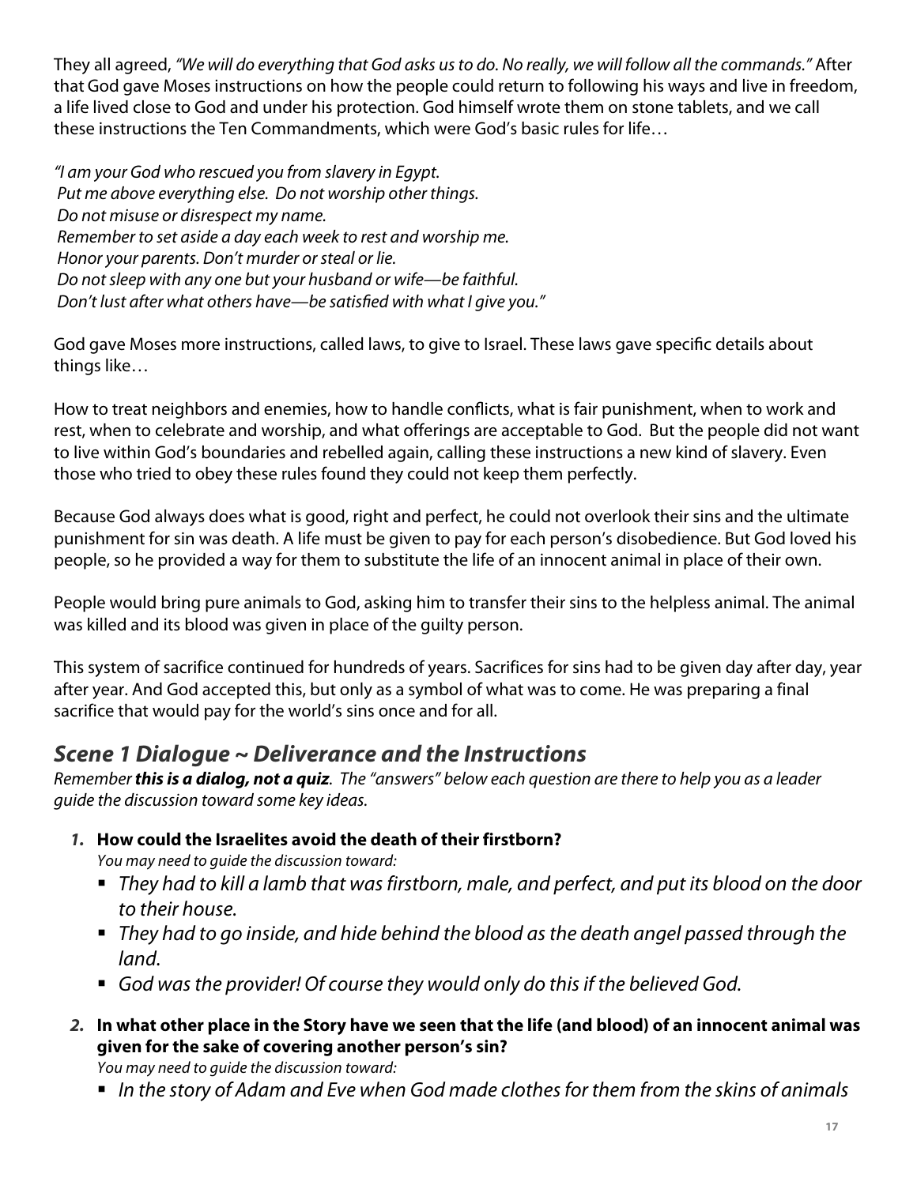They all agreed, *"We will do everything that God asks us to do. No really, we will follow all the commands."* After that God gave Moses instructions on how the people could return to following his ways and live in freedom, a life lived close to God and under his protection. God himself wrote them on stone tablets, and we call these instructions the Ten Commandments, which were God's basic rules for life…

*"I am your God who rescued you from slavery in Egypt.*
*Put me above everything else. Do not worship other things.*
*Do not misuse or disrespect my name.*
*Remember to set aside a day each week to rest and worship me.*
*Honor your parents. Don't murder or steal or lie.*
*Do not sleep with any one but your husband or wife—be faithful.*
*Don't lust after what others have—be satisfied with what I give you."*

God gave Moses more instructions, called laws, to give to Israel. These laws gave specific details about things like…

How to treat neighbors and enemies, how to handle conflicts, what is fair punishment, when to work and rest, when to celebrate and worship, and what offerings are acceptable to God. But the people did not want to live within God's boundaries and rebelled again, calling these instructions a new kind of slavery. Even those who tried to obey these rules found they could not keep them perfectly.

Because God always does what is good, right and perfect, he could not overlook their sins and the ultimate punishment for sin was death. A life must be given to pay for each person's disobedience. But God loved his people, so he provided a way for them to substitute the life of an innocent animal in place of their own.

People would bring pure animals to God, asking him to transfer their sins to the helpless animal. The animal was killed and its blood was given in place of the guilty person.

This system of sacrifice continued for hundreds of years. Sacrifices for sins had to be given day after day, year after year. And God accepted this, but only as a symbol of what was to come. He was preparing a final sacrifice that would pay for the world's sins once and for all.

## *Scene 1 Dialogue ~ Deliverance and the Instructions*

*Remember* ***this is a dialog, not a quiz****. The "answers" below each question are there to help you as a leader guide the discussion toward some key ideas.*

1. **How could the Israelites avoid the death of their firstborn?**
   *You may need to guide the discussion toward:*
   - *They had to kill a lamb that was firstborn, male, and perfect, and put its blood on the door to their house.*
   - *They had to go inside, and hide behind the blood as the death angel passed through the land.*
   - *God was the provider! Of course they would only do this if the believed God.*

2. **In what other place in the Story have we seen that the life (and blood) of an innocent animal was given for the sake of covering another person's sin?**
   *You may need to guide the discussion toward:*
   - *In the story of Adam and Eve when God made clothes for them from the skins of animals*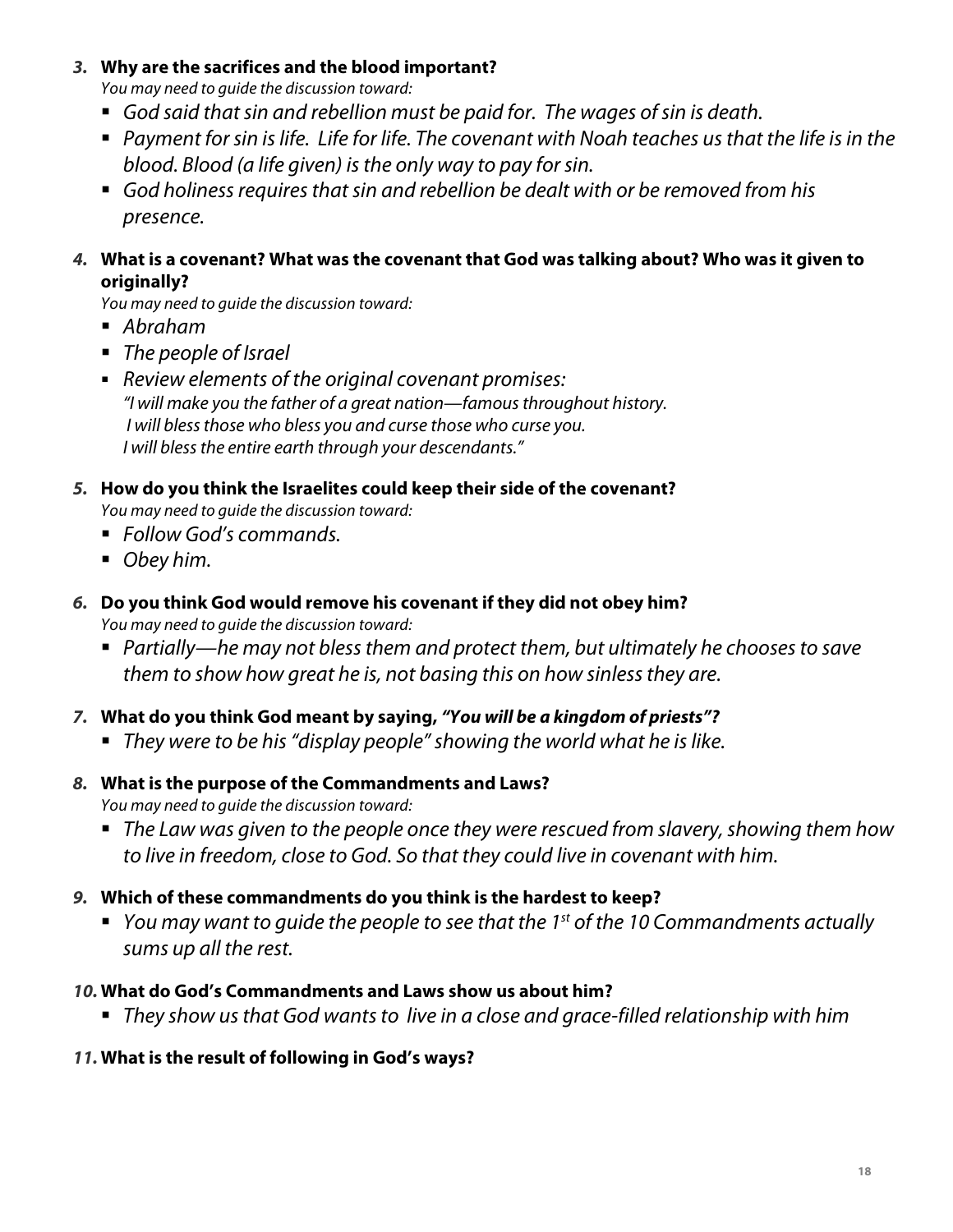***3.*** **Why are the sacrifices and the blood important?**

*You may need to guide the discussion toward:*

- *God said that sin and rebellion must be paid for. The wages of sin is death.*
- *Payment for sin is life. Life for life. The covenant with Noah teaches us that the life is in the blood. Blood (a life given) is the only way to pay for sin.*
- *God holiness requires that sin and rebellion be dealt with or be removed from his presence.*

***4.*** **What is a covenant? What was the covenant that God was talking about? Who was it given to originally?**

*You may need to guide the discussion toward:*

- *Abraham*
- *The people of Israel*
- *Review elements of the original covenant promises:*
  *"I will make you the father of a great nation—famous throughout history.*
  *I will bless those who bless you and curse those who curse you.*
  *I will bless the entire earth through your descendants."*

***5.*** **How do you think the Israelites could keep their side of the covenant?**

*You may need to guide the discussion toward:*

- *Follow God's commands.*
- *Obey him.*

***6.*** **Do you think God would remove his covenant if they did not obey him?**

*You may need to guide the discussion toward:*

- *Partially—he may not bless them and protect them, but ultimately he chooses to save them to show how great he is, not basing this on how sinless they are.*

***7.*** **What do you think God meant by saying, *"You will be a kingdom of priests"?***

- *They were to be his "display people" showing the world what he is like.*

***8.*** **What is the purpose of the Commandments and Laws?**

*You may need to guide the discussion toward:*

- *The Law was given to the people once they were rescued from slavery, showing them how to live in freedom, close to God. So that they could live in covenant with him.*

***9.*** **Which of these commandments do you think is the hardest to keep?**

- *You may want to guide the people to see that the 1st of the 10 Commandments actually sums up all the rest.*

***10.*** **What do God's Commandments and Laws show us about him?**

- *They show us that God wants to live in a close and grace-filled relationship with him*

***11.*** **What is the result of following in God's ways?**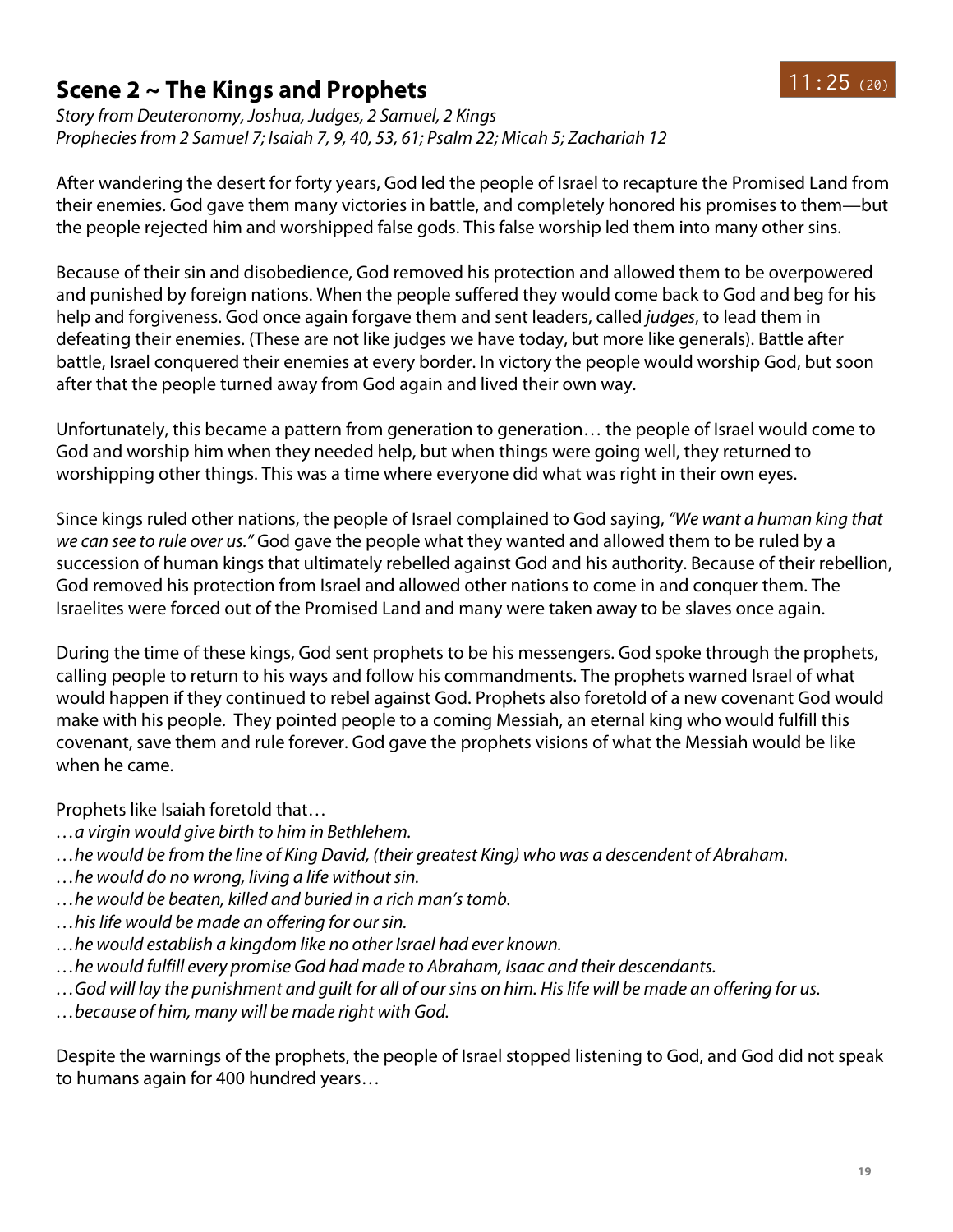## Scene 2 ~ The Kings and Prophets

11:25 (20)

*Story from Deuteronomy, Joshua, Judges, 2 Samuel, 2 Kings*
*Prophecies from 2 Samuel 7; Isaiah 7, 9, 40, 53, 61; Psalm 22; Micah 5; Zachariah 12*

After wandering the desert for forty years, God led the people of Israel to recapture the Promised Land from their enemies. God gave them many victories in battle, and completely honored his promises to them—but the people rejected him and worshipped false gods. This false worship led them into many other sins.

Because of their sin and disobedience, God removed his protection and allowed them to be overpowered and punished by foreign nations. When the people suffered they would come back to God and beg for his help and forgiveness. God once again forgave them and sent leaders, called *judges*, to lead them in defeating their enemies. (These are not like judges we have today, but more like generals). Battle after battle, Israel conquered their enemies at every border. In victory the people would worship God, but soon after that the people turned away from God again and lived their own way.

Unfortunately, this became a pattern from generation to generation… the people of Israel would come to God and worship him when they needed help, but when things were going well, they returned to worshipping other things. This was a time where everyone did what was right in their own eyes.

Since kings ruled other nations, the people of Israel complained to God saying, *"We want a human king that we can see to rule over us."* God gave the people what they wanted and allowed them to be ruled by a succession of human kings that ultimately rebelled against God and his authority. Because of their rebellion, God removed his protection from Israel and allowed other nations to come in and conquer them. The Israelites were forced out of the Promised Land and many were taken away to be slaves once again.

During the time of these kings, God sent prophets to be his messengers. God spoke through the prophets, calling people to return to his ways and follow his commandments. The prophets warned Israel of what would happen if they continued to rebel against God. Prophets also foretold of a new covenant God would make with his people. They pointed people to a coming Messiah, an eternal king who would fulfill this covenant, save them and rule forever. God gave the prophets visions of what the Messiah would be like when he came.

Prophets like Isaiah foretold that…

*…a virgin would give birth to him in Bethlehem.*
*…he would be from the line of King David, (their greatest King) who was a descendent of Abraham.*
*…he would do no wrong, living a life without sin.*
*…he would be beaten, killed and buried in a rich man's tomb.*
*…his life would be made an offering for our sin.*
*…he would establish a kingdom like no other Israel had ever known.*
*…he would fulfill every promise God had made to Abraham, Isaac and their descendants.*
*…God will lay the punishment and guilt for all of our sins on him. His life will be made an offering for us.*
*…because of him, many will be made right with God.*

Despite the warnings of the prophets, the people of Israel stopped listening to God, and God did not speak to humans again for 400 hundred years…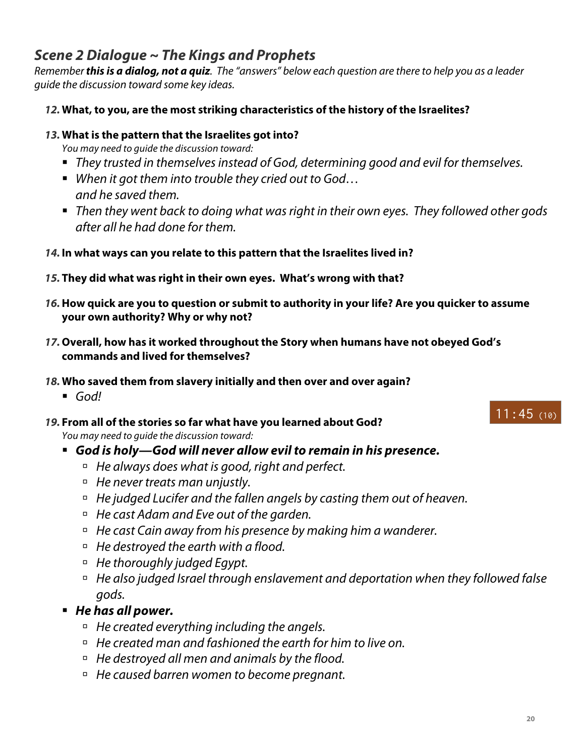## *Scene 2 Dialogue ~ The Kings and Prophets*

*Remember **this is a dialog, not a quiz**. The "answers" below each question are there to help you as a leader guide the discussion toward some key ideas.*

***12.*** **What, to you, are the most striking characteristics of the history of the Israelites?**

***13.*** **What is the pattern that the Israelites got into?**

*You may need to guide the discussion toward:*

- *They trusted in themselves instead of God, determining good and evil for themselves.*
- *When it got them into trouble they cried out to God… and he saved them.*
- *Then they went back to doing what was right in their own eyes. They followed other gods after all he had done for them.*

***14.*** **In what ways can you relate to this pattern that the Israelites lived in?**

***15.*** **They did what was right in their own eyes. What's wrong with that?**

***16.*** **How quick are you to question or submit to authority in your life? Are you quicker to assume your own authority? Why or why not?**

***17.*** **Overall, how has it worked throughout the Story when humans have not obeyed God's commands and lived for themselves?**

***18.*** **Who saved them from slavery initially and then over and over again?**

- *God!*

11:45 (10)

***19.*** **From all of the stories so far what have you learned about God?**

*You may need to guide the discussion toward:*

- ***God is holy—God will never allow evil to remain in his presence.***
  - *He always does what is good, right and perfect.*
  - *He never treats man unjustly.*
  - *He judged Lucifer and the fallen angels by casting them out of heaven.*
  - *He cast Adam and Eve out of the garden.*
  - *He cast Cain away from his presence by making him a wanderer.*
  - *He destroyed the earth with a flood.*
  - *He thoroughly judged Egypt.*
  - *He also judged Israel through enslavement and deportation when they followed false gods.*
- ***He has all power.***
  - *He created everything including the angels.*
  - *He created man and fashioned the earth for him to live on.*
  - *He destroyed all men and animals by the flood.*
  - *He caused barren women to become pregnant.*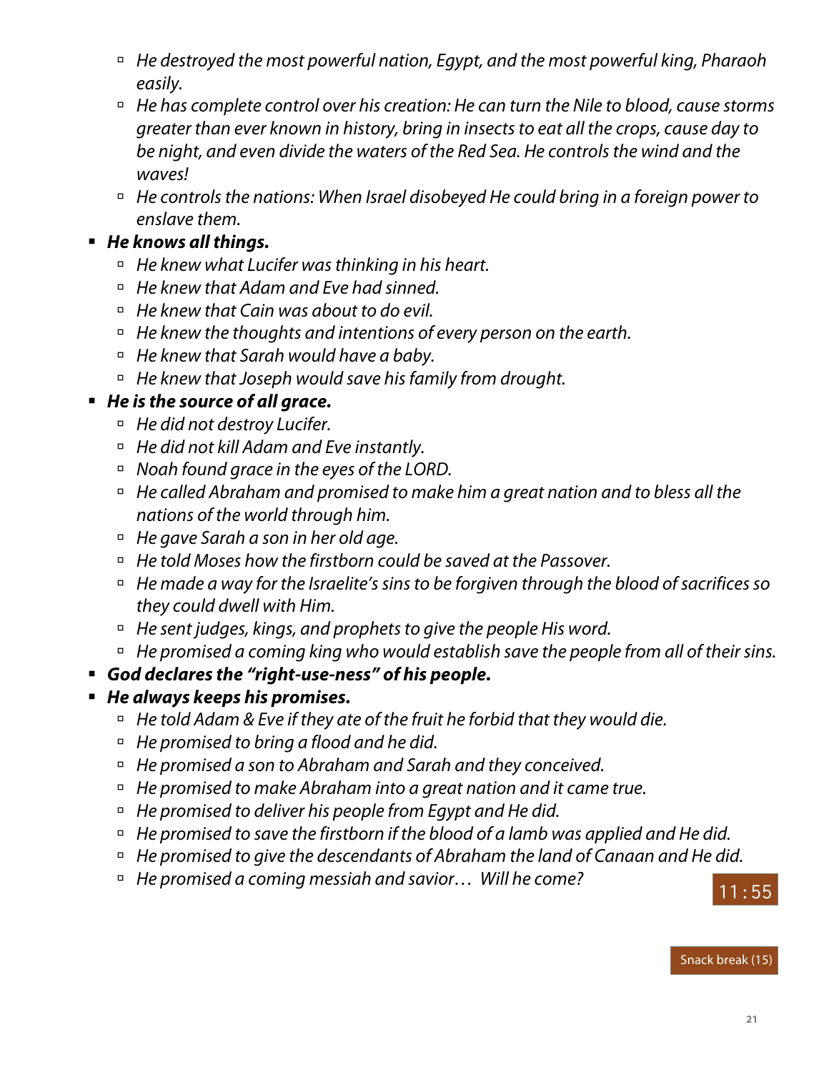- *He destroyed the most powerful nation, Egypt, and the most powerful king, Pharaoh easily.*
   - *He has complete control over his creation: He can turn the Nile to blood, cause storms greater than ever known in history, bring in insects to eat all the crops, cause day to be night, and even divide the waters of the Red Sea. He controls the wind and the waves!*
   - *He controls the nations: When Israel disobeyed He could bring in a foreign power to enslave them.*
- ***He knows all things.***
   - *He knew what Lucifer was thinking in his heart.*
   - *He knew that Adam and Eve had sinned.*
   - *He knew that Cain was about to do evil.*
   - *He knew the thoughts and intentions of every person on the earth.*
   - *He knew that Sarah would have a baby.*
   - *He knew that Joseph would save his family from drought.*
- ***He is the source of all grace.***
   - *He did not destroy Lucifer.*
   - *He did not kill Adam and Eve instantly.*
   - *Noah found grace in the eyes of the LORD.*
   - *He called Abraham and promised to make him a great nation and to bless all the nations of the world through him.*
   - *He gave Sarah a son in her old age.*
   - *He told Moses how the firstborn could be saved at the Passover.*
   - *He made a way for the Israelite's sins to be forgiven through the blood of sacrifices so they could dwell with Him.*
   - *He sent judges, kings, and prophets to give the people His word.*
   - *He promised a coming king who would establish save the people from all of their sins.*
- ***God declares the "right-use-ness" of his people.***
- ***He always keeps his promises.***
   - *He told Adam & Eve if they ate of the fruit he forbid that they would die.*
   - *He promised to bring a flood and he did.*
   - *He promised a son to Abraham and Sarah and they conceived.*
   - *He promised to make Abraham into a great nation and it came true.*
   - *He promised to deliver his people from Egypt and He did.*
   - *He promised to save the firstborn if the blood of a lamb was applied and He did.*
   - *He promised to give the descendants of Abraham the land of Canaan and He did.*
   - *He promised a coming messiah and savior… Will he come?*

11:55

Snack break (15)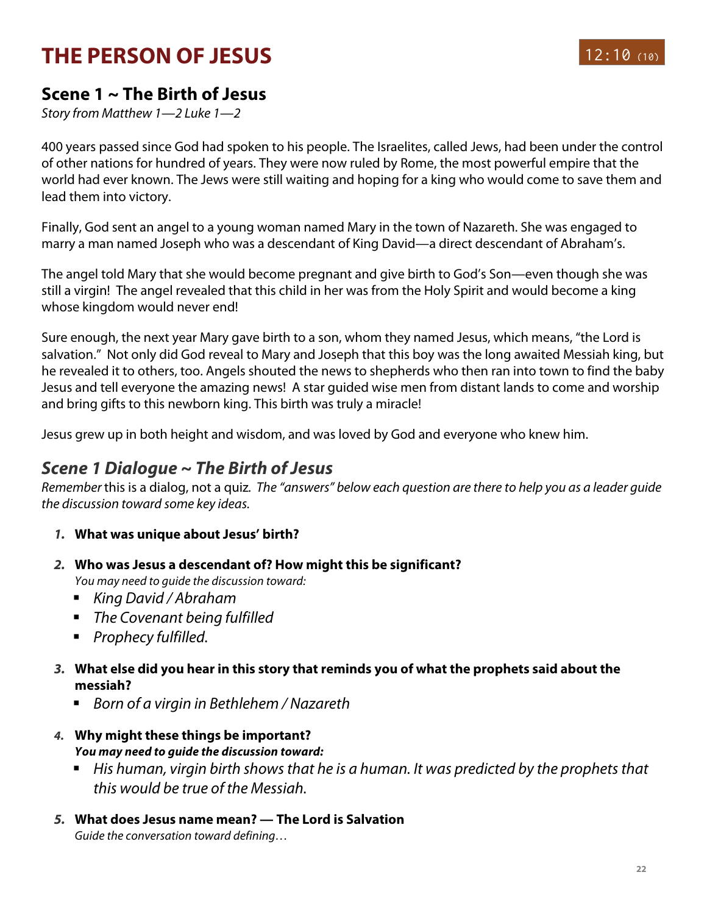# THE PERSON OF JESUS

12:10 (10)

## Scene 1 ~ The Birth of Jesus

*Story from Matthew 1—2 Luke 1—2*

400 years passed since God had spoken to his people. The Israelites, called Jews, had been under the control of other nations for hundred of years. They were now ruled by Rome, the most powerful empire that the world had ever known. The Jews were still waiting and hoping for a king who would come to save them and lead them into victory.

Finally, God sent an angel to a young woman named Mary in the town of Nazareth. She was engaged to marry a man named Joseph who was a descendant of King David—a direct descendant of Abraham's.

The angel told Mary that she would become pregnant and give birth to God's Son—even though she was still a virgin! The angel revealed that this child in her was from the Holy Spirit and would become a king whose kingdom would never end!

Sure enough, the next year Mary gave birth to a son, whom they named Jesus, which means, "the Lord is salvation." Not only did God reveal to Mary and Joseph that this boy was the long awaited Messiah king, but he revealed it to others, too. Angels shouted the news to shepherds who then ran into town to find the baby Jesus and tell everyone the amazing news! A star guided wise men from distant lands to come and worship and bring gifts to this newborn king. This birth was truly a miracle!

Jesus grew up in both height and wisdom, and was loved by God and everyone who knew him.

## *Scene 1 Dialogue ~ The Birth of Jesus*

*Remember* this is a dialog, not a quiz. *The "answers" below each question are there to help you as a leader guide the discussion toward some key ideas.*

1. **What was unique about Jesus' birth?**
2. **Who was Jesus a descendant of? How might this be significant?**
   *You may need to guide the discussion toward:*
   - *King David / Abraham*
   - *The Covenant being fulfilled*
   - *Prophecy fulfilled.*
3. **What else did you hear in this story that reminds you of what the prophets said about the messiah?**
   - *Born of a virgin in Bethlehem / Nazareth*
4. **Why might these things be important?**
   ***You may need to guide the discussion toward:***
   - *His human, virgin birth shows that he is a human. It was predicted by the prophets that this would be true of the Messiah.*
5. **What does Jesus name mean? — The Lord is Salvation**
   *Guide the conversation toward defining…*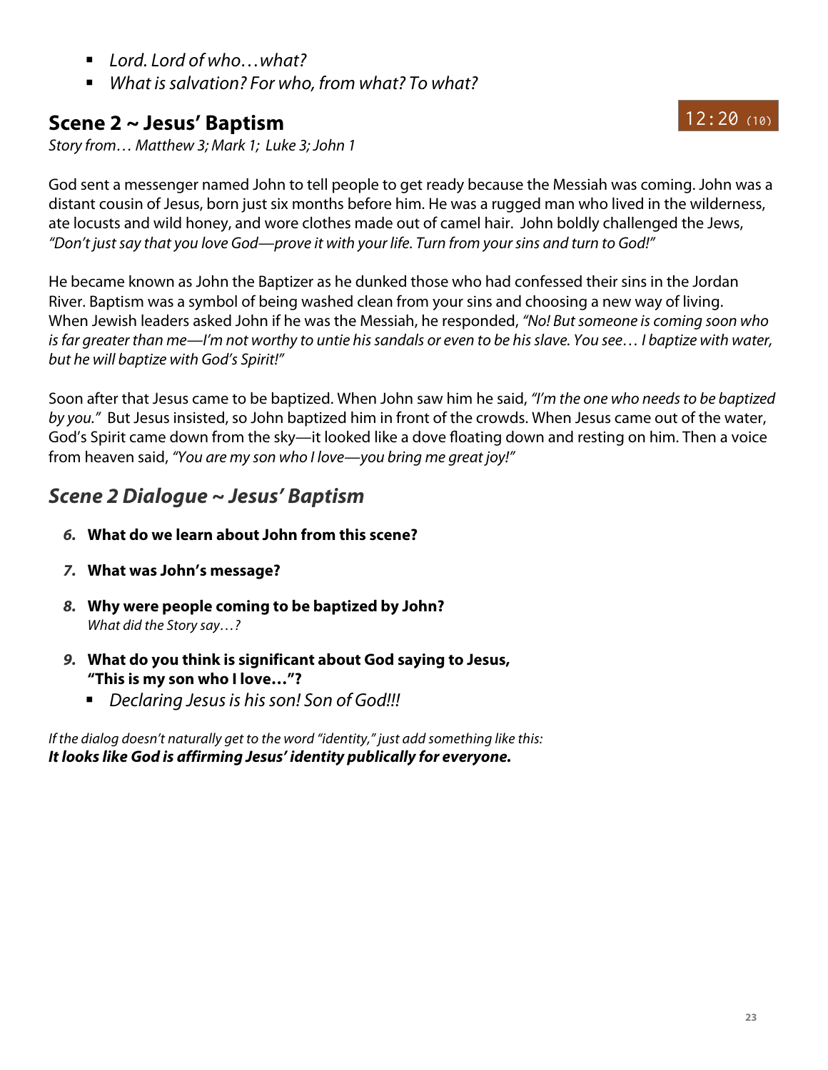- *Lord. Lord of who…what?*
- *What is salvation? For who, from what? To what?*

## Scene 2 ~ Jesus' Baptism

12:20 (10)

*Story from… Matthew 3; Mark 1; Luke 3; John 1*

God sent a messenger named John to tell people to get ready because the Messiah was coming. John was a distant cousin of Jesus, born just six months before him. He was a rugged man who lived in the wilderness, ate locusts and wild honey, and wore clothes made out of camel hair. John boldly challenged the Jews, *"Don't just say that you love God—prove it with your life. Turn from your sins and turn to God!"*

He became known as John the Baptizer as he dunked those who had confessed their sins in the Jordan River. Baptism was a symbol of being washed clean from your sins and choosing a new way of living. When Jewish leaders asked John if he was the Messiah, he responded, *"No! But someone is coming soon who is far greater than me—I'm not worthy to untie his sandals or even to be his slave. You see… I baptize with water, but he will baptize with God's Spirit!"*

Soon after that Jesus came to be baptized. When John saw him he said, *"I'm the one who needs to be baptized by you."* But Jesus insisted, so John baptized him in front of the crowds. When Jesus came out of the water, God's Spirit came down from the sky—it looked like a dove floating down and resting on him. Then a voice from heaven said, *"You are my son who I love—you bring me great joy!"*

## *Scene 2 Dialogue ~ Jesus' Baptism*

6. **What do we learn about John from this scene?**
7. **What was John's message?**
8. **Why were people coming to be baptized by John?**
   *What did the Story say…?*
9. **What do you think is significant about God saying to Jesus, "This is my son who I love…"?**
   - *Declaring Jesus is his son! Son of God!!!*

*If the dialog doesn't naturally get to the word "identity," just add something like this:*
***It looks like God is affirming Jesus' identity publically for everyone.***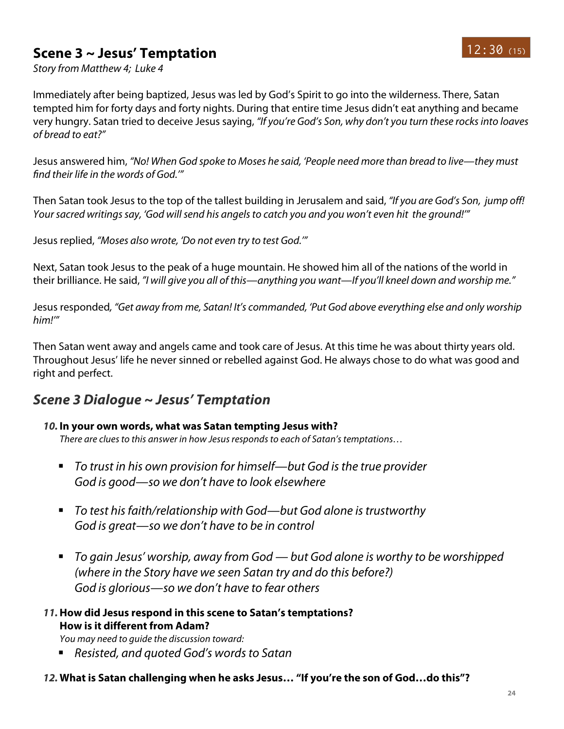## Scene 3 ~ Jesus' Temptation

12:30 (15)

*Story from Matthew 4; Luke 4*

Immediately after being baptized, Jesus was led by God's Spirit to go into the wilderness. There, Satan tempted him for forty days and forty nights. During that entire time Jesus didn't eat anything and became very hungry. Satan tried to deceive Jesus saying, *"If you're God's Son, why don't you turn these rocks into loaves of bread to eat?"*

Jesus answered him, *"No! When God spoke to Moses he said, 'People need more than bread to live—they must find their life in the words of God.'"*

Then Satan took Jesus to the top of the tallest building in Jerusalem and said, *"If you are God's Son, jump off! Your sacred writings say, 'God will send his angels to catch you and you won't even hit the ground!'"*

Jesus replied, *"Moses also wrote, 'Do not even try to test God.'"*

Next, Satan took Jesus to the peak of a huge mountain. He showed him all of the nations of the world in their brilliance. He said, *"I will give you all of this—anything you want—If you'll kneel down and worship me."*

Jesus responded*, "Get away from me, Satan! It's commanded, 'Put God above everything else and only worship him!'"*

Then Satan went away and angels came and took care of Jesus. At this time he was about thirty years old. Throughout Jesus' life he never sinned or rebelled against God. He always chose to do what was good and right and perfect.

## *Scene 3 Dialogue ~ Jesus' Temptation*

***10.* In your own words, what was Satan tempting Jesus with?**
*There are clues to this answer in how Jesus responds to each of Satan's temptations…*

- *To trust in his own provision for himself—but God is the true provider*
  *God is good—so we don't have to look elsewhere*
- *To test his faith/relationship with God—but God alone is trustworthy*
  *God is great—so we don't have to be in control*
- *To gain Jesus' worship, away from God — but God alone is worthy to be worshipped (where in the Story have we seen Satan try and do this before?)*
  *God is glorious—so we don't have to fear others*

***11.* How did Jesus respond in this scene to Satan's temptations?**
**How is it different from Adam?**
*You may need to guide the discussion toward:*

- *Resisted, and quoted God's words to Satan*

***12.* What is Satan challenging when he asks Jesus… "If you're the son of God…do this"?**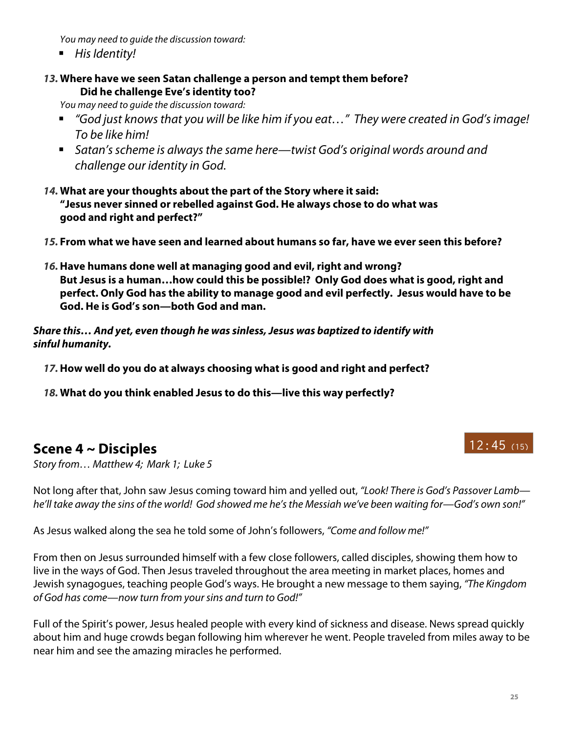*You may need to guide the discussion toward:*

- *His Identity!*

**13. Where have we seen Satan challenge a person and tempt them before?**
**Did he challenge Eve's identity too?**

*You may need to guide the discussion toward:*

- *"God just knows that you will be like him if you eat…" They were created in God's image! To be like him!*
- *Satan's scheme is always the same here—twist God's original words around and challenge our identity in God.*

**14. What are your thoughts about the part of the Story where it said: "Jesus never sinned or rebelled against God. He always chose to do what was good and right and perfect?"**

**15. From what we have seen and learned about humans so far, have we ever seen this before?**

**16. Have humans done well at managing good and evil, right and wrong? But Jesus is a human…how could this be possible!? Only God does what is good, right and perfect. Only God has the ability to manage good and evil perfectly. Jesus would have to be God. He is God's son—both God and man.**

***Share this… And yet, even though he was sinless, Jesus was baptized to identify with sinful humanity.***

**17. How well do you do at always choosing what is good and right and perfect?**

**18. What do you think enabled Jesus to do this—live this way perfectly?**

## Scene 4 ~ Disciples

12:45 (15)

*Story from… Matthew 4; Mark 1; Luke 5*

Not long after that, John saw Jesus coming toward him and yelled out, *"Look! There is God's Passover Lamb—he'll take away the sins of the world! God showed me he's the Messiah we've been waiting for—God's own son!"*

As Jesus walked along the sea he told some of John's followers, *"Come and follow me!"*

From then on Jesus surrounded himself with a few close followers, called disciples, showing them how to live in the ways of God. Then Jesus traveled throughout the area meeting in market places, homes and Jewish synagogues, teaching people God's ways. He brought a new message to them saying, *"The Kingdom of God has come—now turn from your sins and turn to God!"*

Full of the Spirit's power, Jesus healed people with every kind of sickness and disease. News spread quickly about him and huge crowds began following him wherever he went. People traveled from miles away to be near him and see the amazing miracles he performed.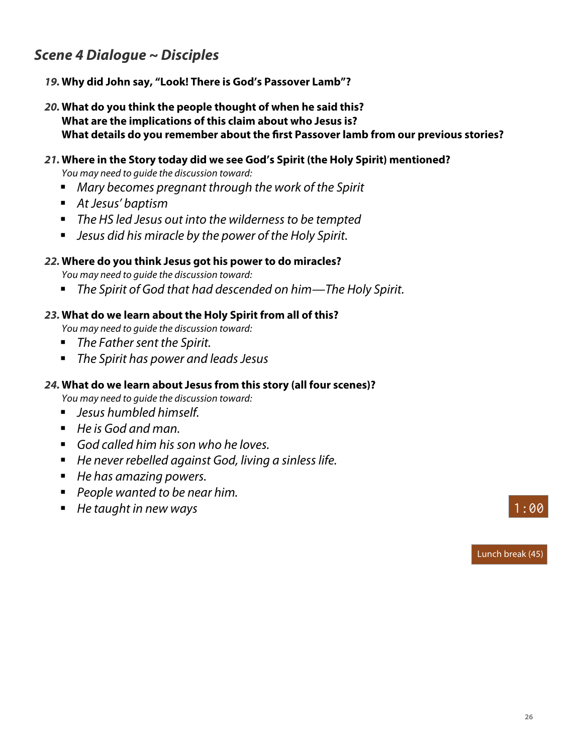## *Scene 4 Dialogue ~ Disciples*

***19.*** **Why did John say, "Look! There is God's Passover Lamb"?**

***20.*** **What do you think the people thought of when he said this?**
**What are the implications of this claim about who Jesus is?**
**What details do you remember about the first Passover lamb from our previous stories?**

***21.*** **Where in the Story today did we see God's Spirit (the Holy Spirit) mentioned?**
*You may need to guide the discussion toward:*

- *Mary becomes pregnant through the work of the Spirit*
- *At Jesus' baptism*
- *The HS led Jesus out into the wilderness to be tempted*
- *Jesus did his miracle by the power of the Holy Spirit.*

***22.*** **Where do you think Jesus got his power to do miracles?**
*You may need to guide the discussion toward:*

- *The Spirit of God that had descended on him—The Holy Spirit.*

***23.*** **What do we learn about the Holy Spirit from all of this?**
*You may need to guide the discussion toward:*

- *The Father sent the Spirit.*
- *The Spirit has power and leads Jesus*

***24.*** **What do we learn about Jesus from this story (all four scenes)?**
*You may need to guide the discussion toward:*

- *Jesus humbled himself.*
- *He is God and man.*
- *God called him his son who he loves.*
- *He never rebelled against God, living a sinless life.*
- *He has amazing powers.*
- *People wanted to be near him.*
- *He taught in new ways*

1:00

Lunch break (45)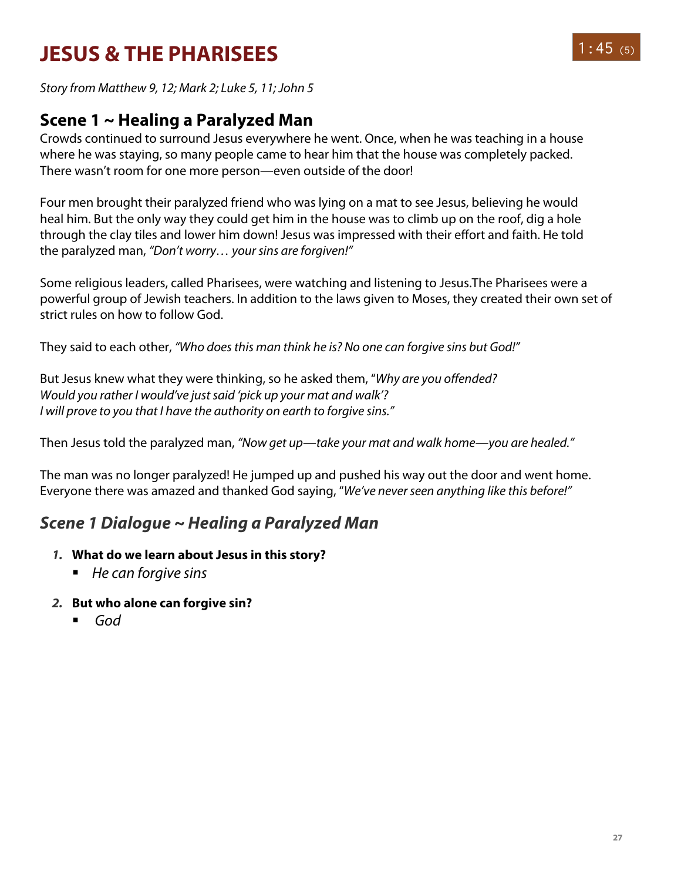# JESUS & THE PHARISEES

1:45 (5)

*Story from Matthew 9, 12; Mark 2; Luke 5, 11; John 5*

## Scene 1 ~ Healing a Paralyzed Man

Crowds continued to surround Jesus everywhere he went. Once, when he was teaching in a house where he was staying, so many people came to hear him that the house was completely packed. There wasn't room for one more person—even outside of the door!

Four men brought their paralyzed friend who was lying on a mat to see Jesus, believing he would heal him. But the only way they could get him in the house was to climb up on the roof, dig a hole through the clay tiles and lower him down! Jesus was impressed with their effort and faith. He told the paralyzed man, *"Don't worry… your sins are forgiven!"*

Some religious leaders, called Pharisees, were watching and listening to Jesus.The Pharisees were a powerful group of Jewish teachers. In addition to the laws given to Moses, they created their own set of strict rules on how to follow God.

They said to each other, *"Who does this man think he is? No one can forgive sins but God!"*

But Jesus knew what they were thinking, so he asked them, "*Why are you offended?*
*Would you rather I would've just said 'pick up your mat and walk'?*
*I will prove to you that I have the authority on earth to forgive sins."*

Then Jesus told the paralyzed man, *"Now get up—take your mat and walk home—you are healed."*

The man was no longer paralyzed! He jumped up and pushed his way out the door and went home. Everyone there was amazed and thanked God saying, "*We've never seen anything like this before!"*

## *Scene 1 Dialogue ~ Healing a Paralyzed Man*

1. **What do we learn about Jesus in this story?**
   - *He can forgive sins*
2. **But who alone can forgive sin?**
   - *God*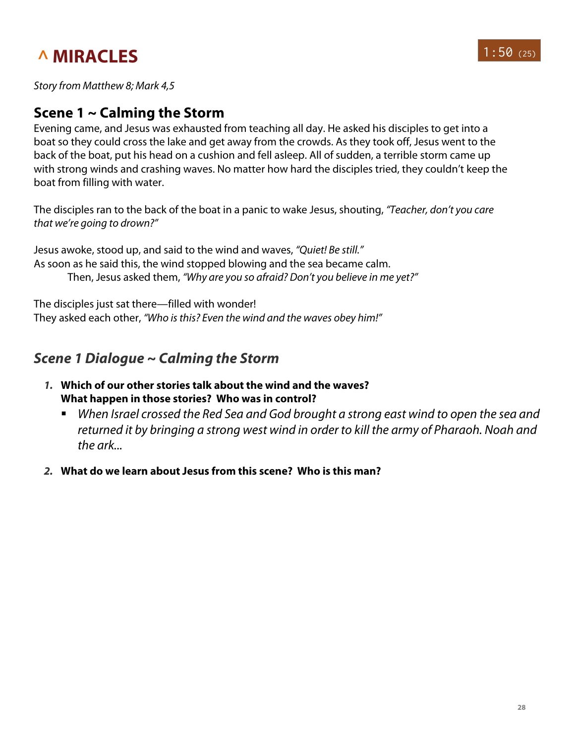# ^ MIRACLES

1:50 (25)

*Story from Matthew 8; Mark 4,5*

## Scene 1 ~ Calming the Storm

Evening came, and Jesus was exhausted from teaching all day. He asked his disciples to get into a boat so they could cross the lake and get away from the crowds. As they took off, Jesus went to the back of the boat, put his head on a cushion and fell asleep. All of sudden, a terrible storm came up with strong winds and crashing waves. No matter how hard the disciples tried, they couldn't keep the boat from filling with water.

The disciples ran to the back of the boat in a panic to wake Jesus, shouting, *"Teacher, don't you care that we're going to drown?"*

Jesus awoke, stood up, and said to the wind and waves, *"Quiet! Be still."*
As soon as he said this, the wind stopped blowing and the sea became calm.
Then, Jesus asked them, *"Why are you so afraid? Don't you believe in me yet?"*

The disciples just sat there—filled with wonder!
They asked each other, *"Who is this? Even the wind and the waves obey him!"*

## *Scene 1 Dialogue ~ Calming the Storm*

1. **Which of our other stories talk about the wind and the waves? What happen in those stories? Who was in control?**
   - *When Israel crossed the Red Sea and God brought a strong east wind to open the sea and returned it by bringing a strong west wind in order to kill the army of Pharaoh. Noah and the ark...*
2. **What do we learn about Jesus from this scene? Who is this man?**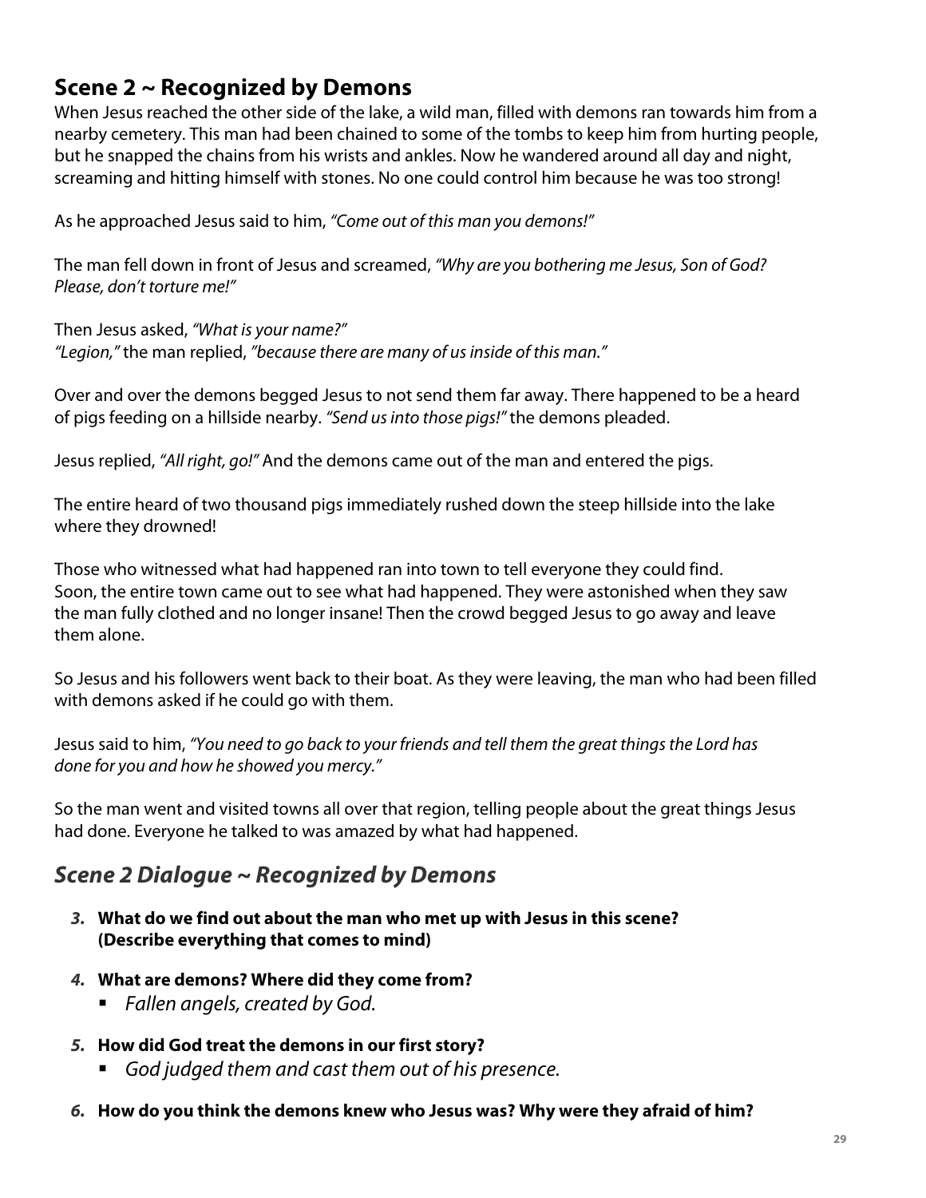## Scene 2 ~ Recognized by Demons

When Jesus reached the other side of the lake, a wild man, filled with demons ran towards him from a nearby cemetery. This man had been chained to some of the tombs to keep him from hurting people, but he snapped the chains from his wrists and ankles. Now he wandered around all day and night, screaming and hitting himself with stones. No one could control him because he was too strong!

As he approached Jesus said to him, *"Come out of this man you demons!"*

The man fell down in front of Jesus and screamed, *"Why are you bothering me Jesus, Son of God? Please, don't torture me!"*

Then Jesus asked, *"What is your name?"*
*"Legion,"* the man replied, *"because there are many of us inside of this man."*

Over and over the demons begged Jesus to not send them far away. There happened to be a heard of pigs feeding on a hillside nearby. *"Send us into those pigs!"* the demons pleaded.

Jesus replied, *"All right, go!"* And the demons came out of the man and entered the pigs.

The entire heard of two thousand pigs immediately rushed down the steep hillside into the lake where they drowned!

Those who witnessed what had happened ran into town to tell everyone they could find. Soon, the entire town came out to see what had happened. They were astonished when they saw the man fully clothed and no longer insane! Then the crowd begged Jesus to go away and leave them alone.

So Jesus and his followers went back to their boat. As they were leaving, the man who had been filled with demons asked if he could go with them.

Jesus said to him, *"You need to go back to your friends and tell them the great things the Lord has done for you and how he showed you mercy."*

So the man went and visited towns all over that region, telling people about the great things Jesus had done. Everyone he talked to was amazed by what had happened.

## *Scene 2 Dialogue ~ Recognized by Demons*

3. **What do we find out about the man who met up with Jesus in this scene? (Describe everything that comes to mind)**
4. **What are demons? Where did they come from?**
   - *Fallen angels, created by God.*
5. **How did God treat the demons in our first story?**
   - *God judged them and cast them out of his presence.*
6. **How do you think the demons knew who Jesus was? Why were they afraid of him?**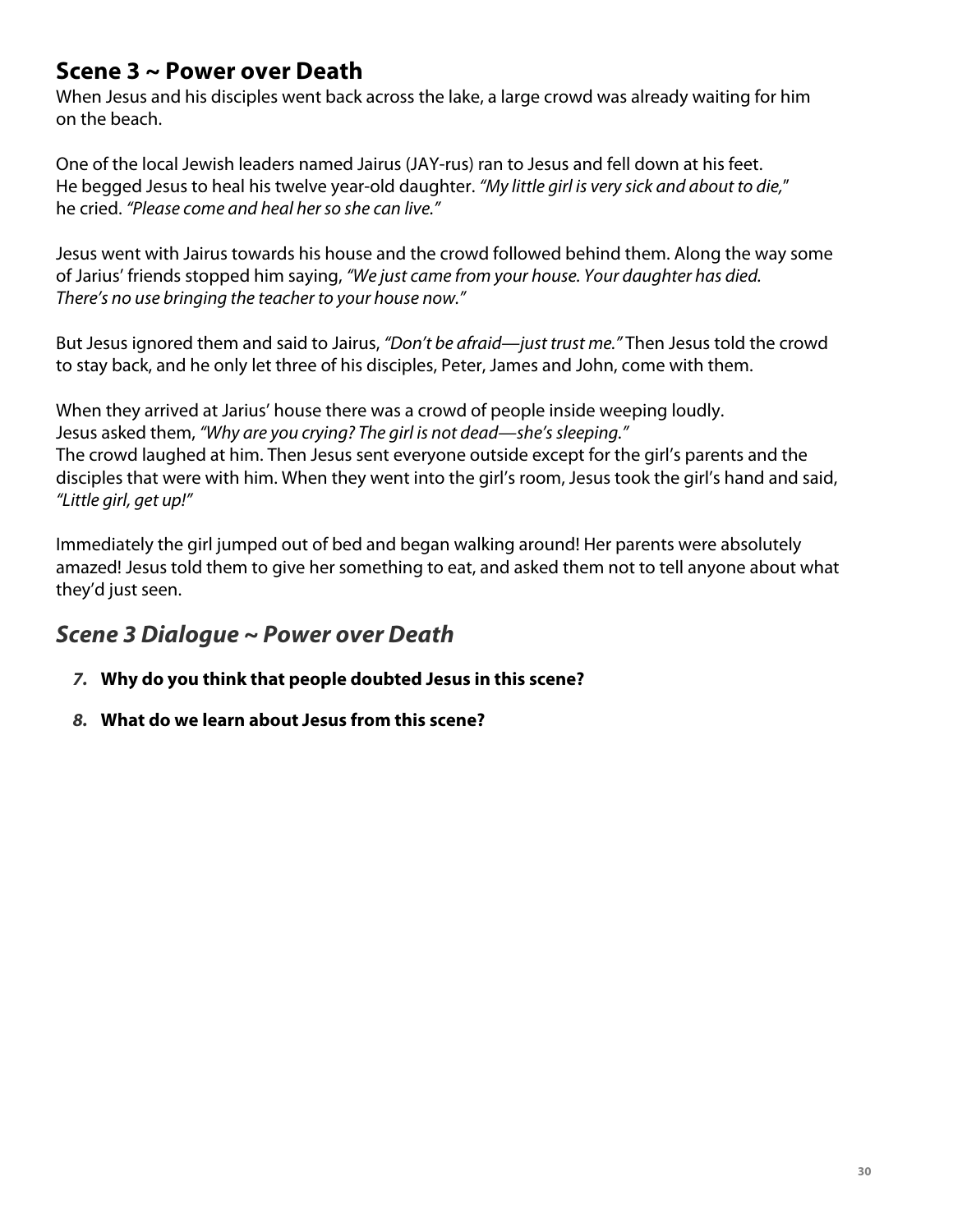## Scene 3 ~ Power over Death

When Jesus and his disciples went back across the lake, a large crowd was already waiting for him on the beach.

One of the local Jewish leaders named Jairus (JAY-rus) ran to Jesus and fell down at his feet. He begged Jesus to heal his twelve year-old daughter. *"My little girl is very sick and about to die,"* he cried. *"Please come and heal her so she can live."*

Jesus went with Jairus towards his house and the crowd followed behind them. Along the way some of Jarius' friends stopped him saying, *"We just came from your house. Your daughter has died. There's no use bringing the teacher to your house now."*

But Jesus ignored them and said to Jairus, *"Don't be afraid—just trust me."* Then Jesus told the crowd to stay back, and he only let three of his disciples, Peter, James and John, come with them.

When they arrived at Jarius' house there was a crowd of people inside weeping loudly. Jesus asked them, *"Why are you crying? The girl is not dead—she's sleeping."* The crowd laughed at him. Then Jesus sent everyone outside except for the girl's parents and the disciples that were with him. When they went into the girl's room, Jesus took the girl's hand and said, *"Little girl, get up!"*

Immediately the girl jumped out of bed and began walking around! Her parents were absolutely amazed! Jesus told them to give her something to eat, and asked them not to tell anyone about what they'd just seen.

## *Scene 3 Dialogue ~ Power over Death*

7. **Why do you think that people doubted Jesus in this scene?**
8. **What do we learn about Jesus from this scene?**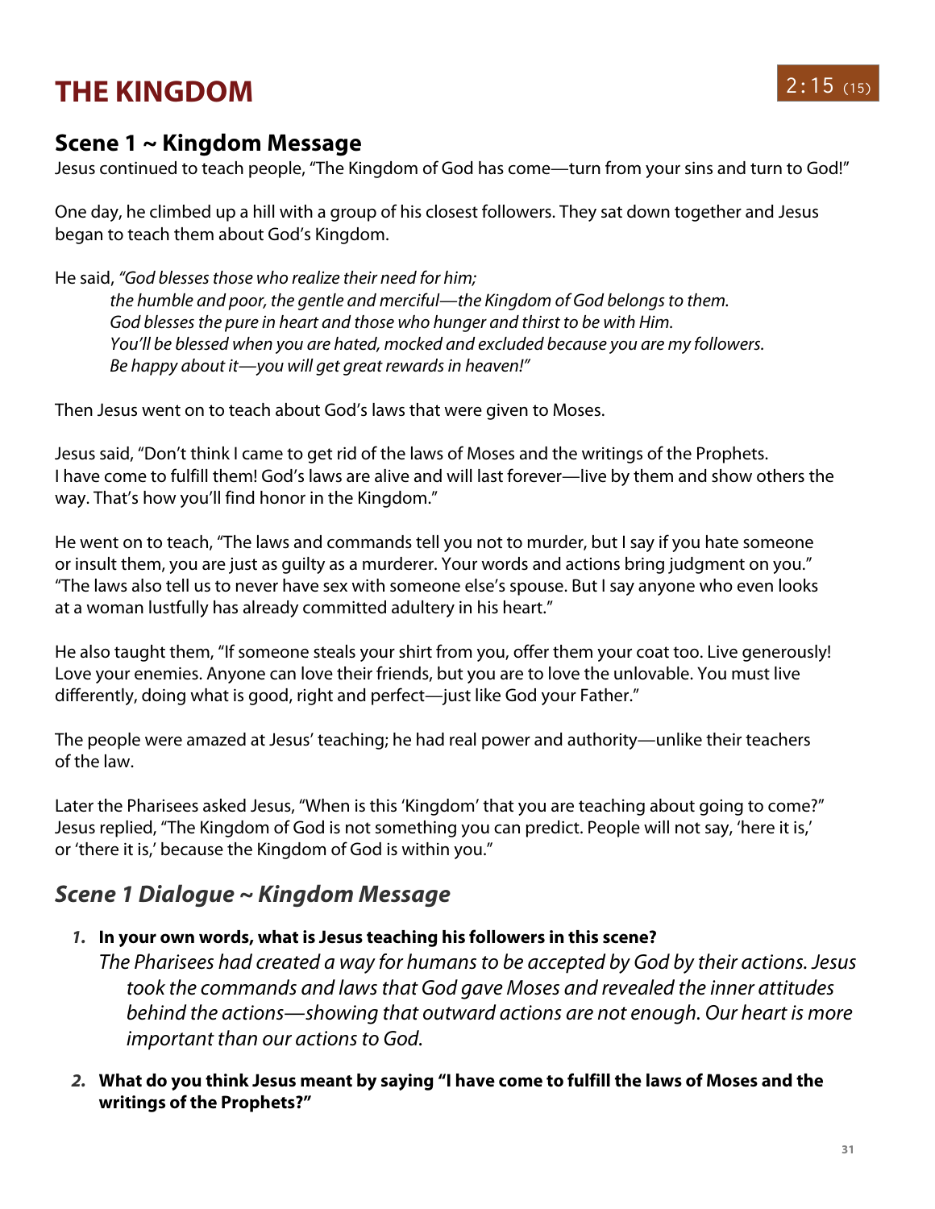# THE KINGDOM

2:15 (15)

## Scene 1 ~ Kingdom Message

Jesus continued to teach people, "The Kingdom of God has come—turn from your sins and turn to God!"

One day, he climbed up a hill with a group of his closest followers. They sat down together and Jesus began to teach them about God's Kingdom.

He said, *"God blesses those who realize their need for him;*
*the humble and poor, the gentle and merciful—the Kingdom of God belongs to them.*
*God blesses the pure in heart and those who hunger and thirst to be with Him.*
*You'll be blessed when you are hated, mocked and excluded because you are my followers.*
*Be happy about it—you will get great rewards in heaven!"*

Then Jesus went on to teach about God's laws that were given to Moses.

Jesus said, "Don't think I came to get rid of the laws of Moses and the writings of the Prophets. I have come to fulfill them! God's laws are alive and will last forever—live by them and show others the way. That's how you'll find honor in the Kingdom."

He went on to teach, "The laws and commands tell you not to murder, but I say if you hate someone or insult them, you are just as guilty as a murderer. Your words and actions bring judgment on you." "The laws also tell us to never have sex with someone else's spouse. But I say anyone who even looks at a woman lustfully has already committed adultery in his heart."

He also taught them, "If someone steals your shirt from you, offer them your coat too. Live generously! Love your enemies. Anyone can love their friends, but you are to love the unlovable. You must live differently, doing what is good, right and perfect—just like God your Father."

The people were amazed at Jesus' teaching; he had real power and authority—unlike their teachers of the law.

Later the Pharisees asked Jesus, "When is this 'Kingdom' that you are teaching about going to come?" Jesus replied, "The Kingdom of God is not something you can predict. People will not say, 'here it is,' or 'there it is,' because the Kingdom of God is within you."

## *Scene 1 Dialogue ~ Kingdom Message*

1. **In your own words, what is Jesus teaching his followers in this scene?**
   *The Pharisees had created a way for humans to be accepted by God by their actions. Jesus took the commands and laws that God gave Moses and revealed the inner attitudes behind the actions—showing that outward actions are not enough. Our heart is more important than our actions to God.*

2. **What do you think Jesus meant by saying "I have come to fulfill the laws of Moses and the writings of the Prophets?"**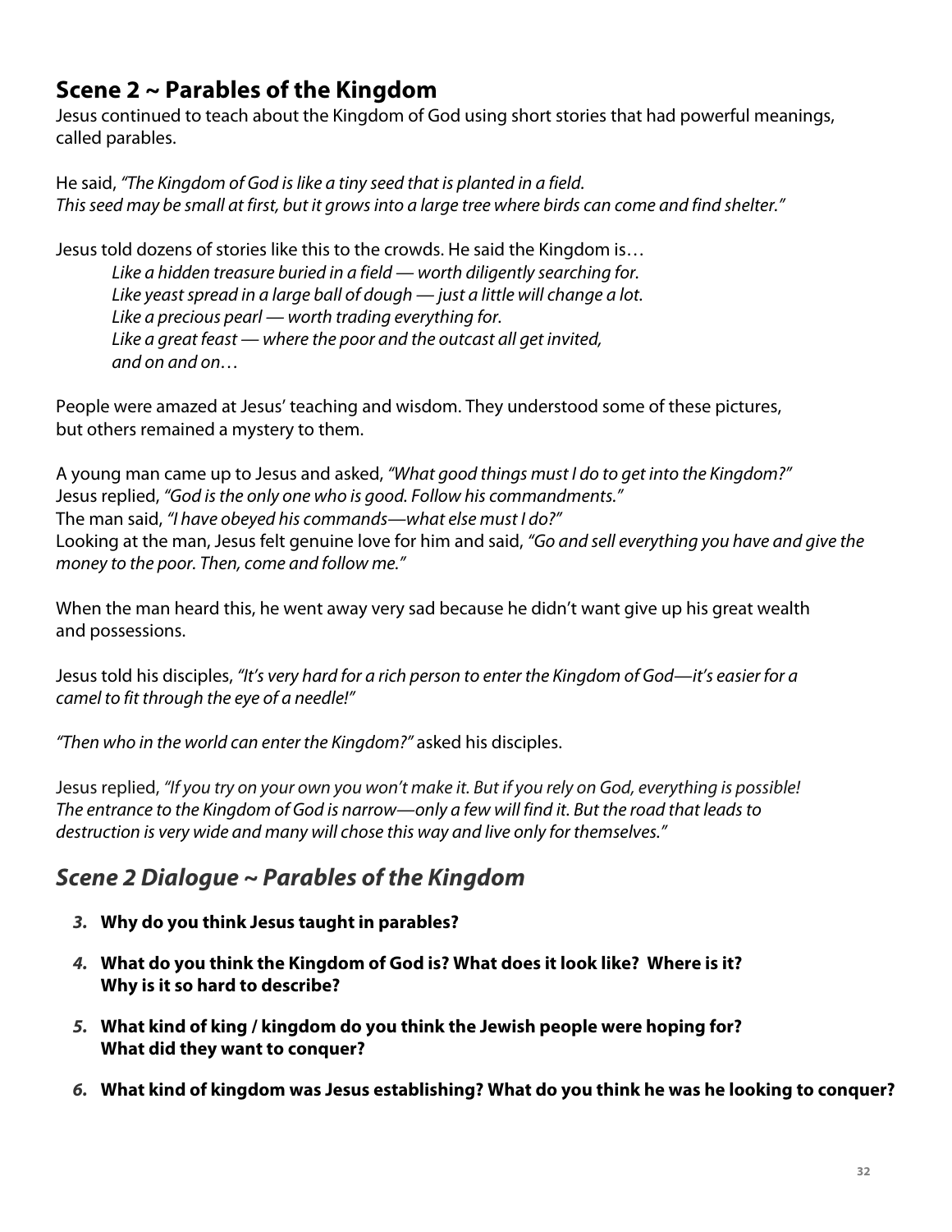## Scene 2 ~ Parables of the Kingdom

Jesus continued to teach about the Kingdom of God using short stories that had powerful meanings, called parables.

He said, *"The Kingdom of God is like a tiny seed that is planted in a field. This seed may be small at first, but it grows into a large tree where birds can come and find shelter."*

Jesus told dozens of stories like this to the crowds. He said the Kingdom is…

*Like a hidden treasure buried in a field — worth diligently searching for.*
*Like yeast spread in a large ball of dough — just a little will change a lot.*
*Like a precious pearl — worth trading everything for.*
*Like a great feast — where the poor and the outcast all get invited,*
*and on and on…*

People were amazed at Jesus' teaching and wisdom. They understood some of these pictures, but others remained a mystery to them.

A young man came up to Jesus and asked, *"What good things must I do to get into the Kingdom?"*
Jesus replied, *"God is the only one who is good. Follow his commandments."*
The man said, *"I have obeyed his commands—what else must I do?"*
Looking at the man, Jesus felt genuine love for him and said, *"Go and sell everything you have and give the money to the poor. Then, come and follow me."*

When the man heard this, he went away very sad because he didn't want give up his great wealth and possessions.

Jesus told his disciples, *"It's very hard for a rich person to enter the Kingdom of God—it's easier for a camel to fit through the eye of a needle!"*

*"Then who in the world can enter the Kingdom?"* asked his disciples.

Jesus replied, *"If you try on your own you won't make it. But if you rely on God, everything is possible! The entrance to the Kingdom of God is narrow—only a few will find it. But the road that leads to destruction is very wide and many will chose this way and live only for themselves."*

## *Scene 2 Dialogue ~ Parables of the Kingdom*

3. **Why do you think Jesus taught in parables?**
4. **What do you think the Kingdom of God is? What does it look like? Where is it? Why is it so hard to describe?**
5. **What kind of king / kingdom do you think the Jewish people were hoping for? What did they want to conquer?**
6. **What kind of kingdom was Jesus establishing? What do you think he was he looking to conquer?**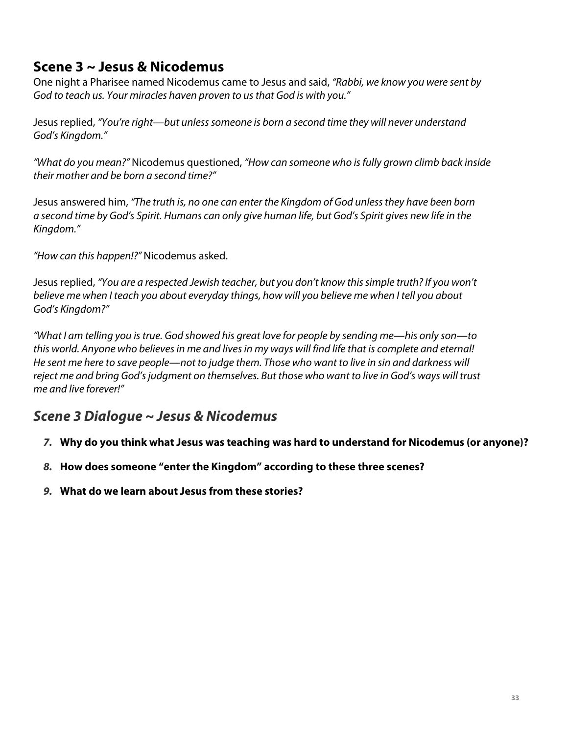## Scene 3 ~ Jesus & Nicodemus

One night a Pharisee named Nicodemus came to Jesus and said, *"Rabbi, we know you were sent by God to teach us. Your miracles haven proven to us that God is with you."*

Jesus replied, *"You're right—but unless someone is born a second time they will never understand God's Kingdom."*

*"What do you mean?"* Nicodemus questioned, *"How can someone who is fully grown climb back inside their mother and be born a second time?"*

Jesus answered him, *"The truth is, no one can enter the Kingdom of God unless they have been born a second time by God's Spirit. Humans can only give human life, but God's Spirit gives new life in the Kingdom."*

*"How can this happen!?"* Nicodemus asked.

Jesus replied, *"You are a respected Jewish teacher, but you don't know this simple truth? If you won't believe me when I teach you about everyday things, how will you believe me when I tell you about God's Kingdom?"*

*"What I am telling you is true. God showed his great love for people by sending me—his only son—to this world. Anyone who believes in me and lives in my ways will find life that is complete and eternal! He sent me here to save people—not to judge them. Those who want to live in sin and darkness will reject me and bring God's judgment on themselves. But those who want to live in God's ways will trust me and live forever!"*

## *Scene 3 Dialogue ~ Jesus & Nicodemus*

7. **Why do you think what Jesus was teaching was hard to understand for Nicodemus (or anyone)?**
8. **How does someone "enter the Kingdom" according to these three scenes?**
9. **What do we learn about Jesus from these stories?**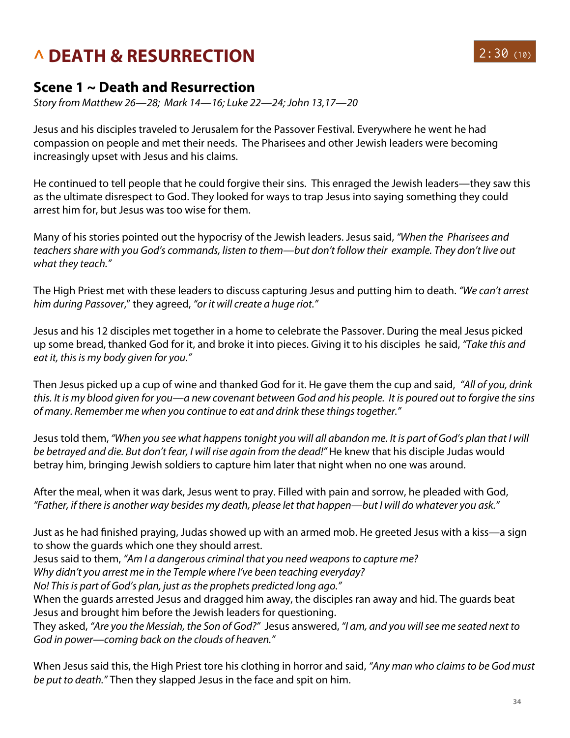# ^ DEATH & RESURRECTION

2:30 (10)

## Scene 1 ~ Death and Resurrection

*Story from Matthew 26—28; Mark 14—16; Luke 22—24; John 13,17—20*

Jesus and his disciples traveled to Jerusalem for the Passover Festival. Everywhere he went he had compassion on people and met their needs. The Pharisees and other Jewish leaders were becoming increasingly upset with Jesus and his claims.

He continued to tell people that he could forgive their sins. This enraged the Jewish leaders—they saw this as the ultimate disrespect to God. They looked for ways to trap Jesus into saying something they could arrest him for, but Jesus was too wise for them.

Many of his stories pointed out the hypocrisy of the Jewish leaders. Jesus said, *"When the Pharisees and teachers share with you God's commands, listen to them—but don't follow their example. They don't live out what they teach."*

The High Priest met with these leaders to discuss capturing Jesus and putting him to death. *"We can't arrest him during Passover*," they agreed, *"or it will create a huge riot."*

Jesus and his 12 disciples met together in a home to celebrate the Passover. During the meal Jesus picked up some bread, thanked God for it, and broke it into pieces. Giving it to his disciples he said, *"Take this and eat it, this is my body given for you."*

Then Jesus picked up a cup of wine and thanked God for it. He gave them the cup and said, *"All of you, drink this. It is my blood given for you—a new covenant between God and his people. It is poured out to forgive the sins of many. Remember me when you continue to eat and drink these things together."*

Jesus told them, *"When you see what happens tonight you will all abandon me. It is part of God's plan that I will be betrayed and die. But don't fear, I will rise again from the dead!"* He knew that his disciple Judas would betray him, bringing Jewish soldiers to capture him later that night when no one was around.

After the meal, when it was dark, Jesus went to pray. Filled with pain and sorrow, he pleaded with God, *"Father, if there is another way besides my death, please let that happen—but I will do whatever you ask."*

Just as he had finished praying, Judas showed up with an armed mob. He greeted Jesus with a kiss—a sign to show the guards which one they should arrest.
Jesus said to them, *"Am I a dangerous criminal that you need weapons to capture me?*
*Why didn't you arrest me in the Temple where I've been teaching everyday?*
*No! This is part of God's plan, just as the prophets predicted long ago."*
When the guards arrested Jesus and dragged him away, the disciples ran away and hid. The guards beat Jesus and brought him before the Jewish leaders for questioning.
They asked, *"Are you the Messiah, the Son of God?"* Jesus answered, *"I am, and you will see me seated next to God in power—coming back on the clouds of heaven."*

When Jesus said this, the High Priest tore his clothing in horror and said, *"Any man who claims to be God must be put to death."* Then they slapped Jesus in the face and spit on him.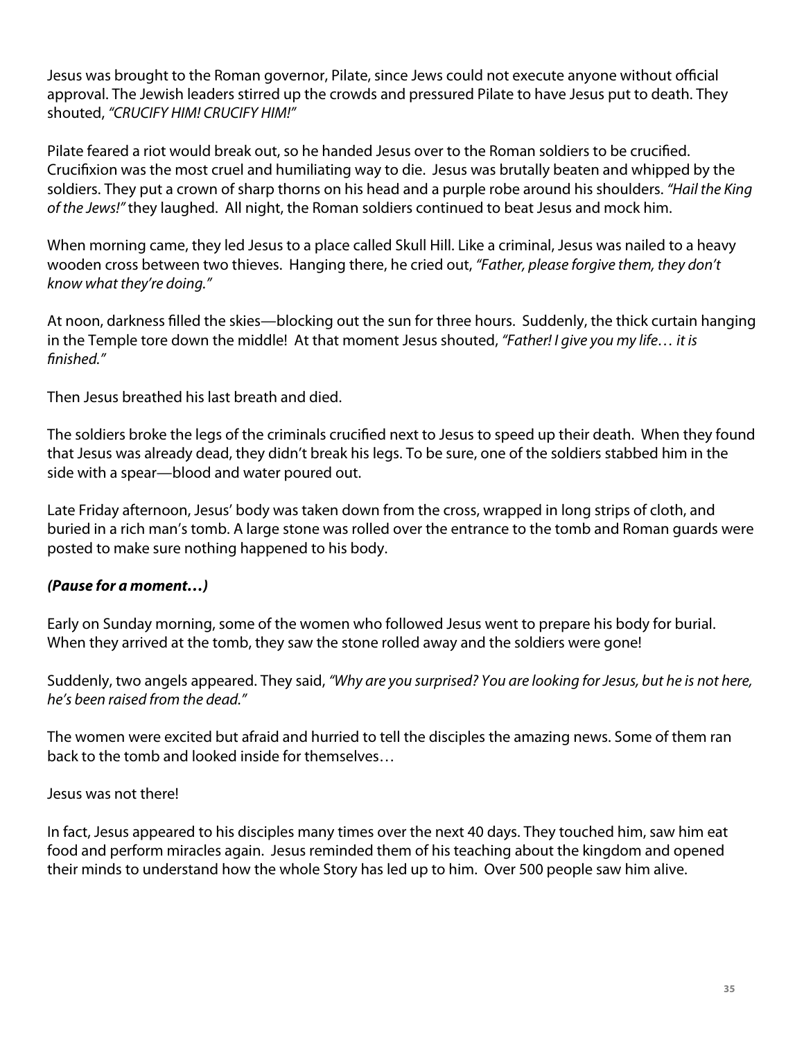Jesus was brought to the Roman governor, Pilate, since Jews could not execute anyone without official approval. The Jewish leaders stirred up the crowds and pressured Pilate to have Jesus put to death. They shouted, *"CRUCIFY HIM! CRUCIFY HIM!"*

Pilate feared a riot would break out, so he handed Jesus over to the Roman soldiers to be crucified. Crucifixion was the most cruel and humiliating way to die. Jesus was brutally beaten and whipped by the soldiers. They put a crown of sharp thorns on his head and a purple robe around his shoulders. *"Hail the King of the Jews!"* they laughed. All night, the Roman soldiers continued to beat Jesus and mock him.

When morning came, they led Jesus to a place called Skull Hill. Like a criminal, Jesus was nailed to a heavy wooden cross between two thieves. Hanging there, he cried out, *"Father, please forgive them, they don't know what they're doing."*

At noon, darkness filled the skies—blocking out the sun for three hours. Suddenly, the thick curtain hanging in the Temple tore down the middle! At that moment Jesus shouted, *"Father! I give you my life… it is finished."*

Then Jesus breathed his last breath and died.

The soldiers broke the legs of the criminals crucified next to Jesus to speed up their death. When they found that Jesus was already dead, they didn't break his legs. To be sure, one of the soldiers stabbed him in the side with a spear—blood and water poured out.

Late Friday afternoon, Jesus' body was taken down from the cross, wrapped in long strips of cloth, and buried in a rich man's tomb. A large stone was rolled over the entrance to the tomb and Roman guards were posted to make sure nothing happened to his body.

***(Pause for a moment…)***

Early on Sunday morning, some of the women who followed Jesus went to prepare his body for burial. When they arrived at the tomb, they saw the stone rolled away and the soldiers were gone!

Suddenly, two angels appeared. They said, *"Why are you surprised? You are looking for Jesus, but he is not here, he's been raised from the dead."*

The women were excited but afraid and hurried to tell the disciples the amazing news. Some of them ran back to the tomb and looked inside for themselves…

Jesus was not there!

In fact, Jesus appeared to his disciples many times over the next 40 days. They touched him, saw him eat food and perform miracles again. Jesus reminded them of his teaching about the kingdom and opened their minds to understand how the whole Story has led up to him. Over 500 people saw him alive.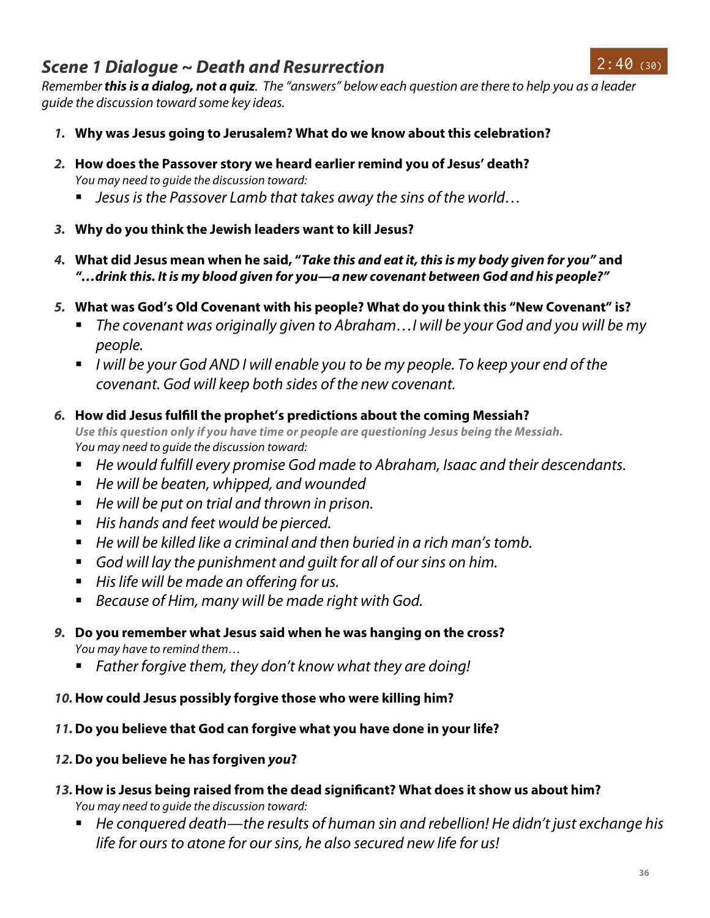## *Scene 1 Dialogue ~ Death and Resurrection*

2:40 (30)

*Remember **this is a dialog, not a quiz**. The "answers" below each question are there to help you as a leader guide the discussion toward some key ideas.*

1. **Why was Jesus going to Jerusalem? What do we know about this celebration?**

2. **How does the Passover story we heard earlier remind you of Jesus' death?**
   *You may need to guide the discussion toward:*
   - *Jesus is the Passover Lamb that takes away the sins of the world…*

3. **Why do you think the Jewish leaders want to kill Jesus?**

4. **What did Jesus mean when he said, "*Take this and eat it, this is my body given for you*" and "*…drink this. It is my blood given for you—a new covenant between God and his people?*"**

5. **What was God's Old Covenant with his people? What do you think this "New Covenant" is?**
   - *The covenant was originally given to Abraham…I will be your God and you will be my people.*
   - *I will be your God AND I will enable you to be my people. To keep your end of the covenant. God will keep both sides of the new covenant.*

6. **How did Jesus fulfill the prophet's predictions about the coming Messiah?**
   ***Use this question only if you have time or people are questioning Jesus being the Messiah.***
   *You may need to guide the discussion toward:*
   - *He would fulfill every promise God made to Abraham, Isaac and their descendants.*
   - *He will be beaten, whipped, and wounded*
   - *He will be put on trial and thrown in prison.*
   - *His hands and feet would be pierced.*
   - *He will be killed like a criminal and then buried in a rich man's tomb.*
   - *God will lay the punishment and guilt for all of our sins on him.*
   - *His life will be made an offering for us.*
   - *Because of Him, many will be made right with God.*

9. **Do you remember what Jesus said when he was hanging on the cross?**
   *You may have to remind them…*
   - *Father forgive them, they don't know what they are doing!*

10. **How could Jesus possibly forgive those who were killing him?**

11. **Do you believe that God can forgive what you have done in your life?**

12. **Do you believe he has forgiven *you*?**

13. **How is Jesus being raised from the dead significant? What does it show us about him?**
   *You may need to guide the discussion toward:*
   - *He conquered death—the results of human sin and rebellion! He didn't just exchange his life for ours to atone for our sins, he also secured new life for us!*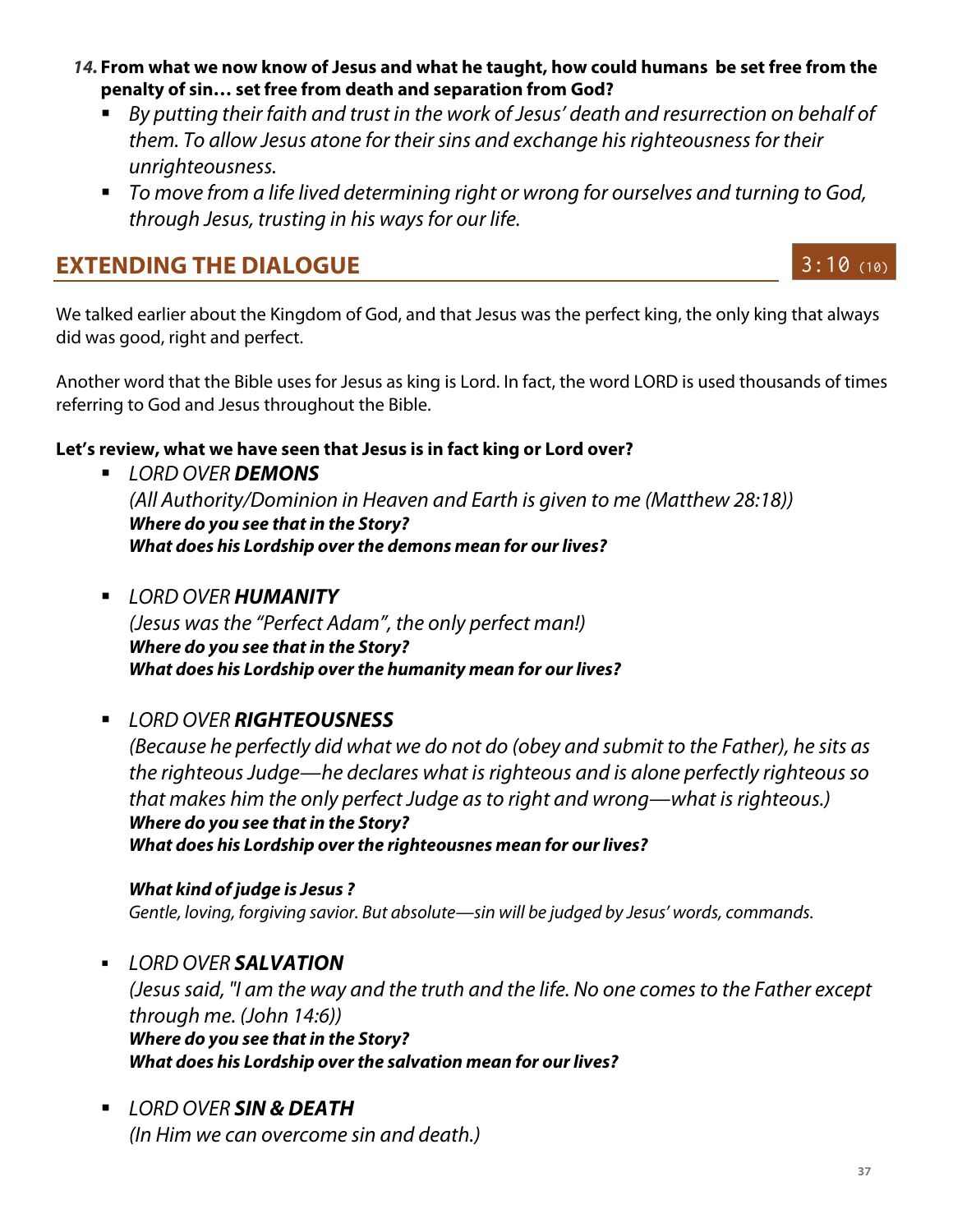14. **From what we now know of Jesus and what he taught, how could humans be set free from the penalty of sin… set free from death and separation from God?**
   - *By putting their faith and trust in the work of Jesus' death and resurrection on behalf of them. To allow Jesus atone for their sins and exchange his righteousness for their unrighteousness.*
   - *To move from a life lived determining right or wrong for ourselves and turning to God, through Jesus, trusting in his ways for our life.*

## EXTENDING THE DIALOGUE

3:10 (10)

We talked earlier about the Kingdom of God, and that Jesus was the perfect king, the only king that always did was good, right and perfect.

Another word that the Bible uses for Jesus as king is Lord. In fact, the word LORD is used thousands of times referring to God and Jesus throughout the Bible.

**Let's review, what we have seen that Jesus is in fact king or Lord over?**

- *LORD OVER* ***DEMONS***
  *(All Authority/Dominion in Heaven and Earth is given to me (Matthew 28:18))*
  ***Where do you see that in the Story?***
  ***What does his Lordship over the demons mean for our lives?***

- *LORD OVER* ***HUMANITY***
  *(Jesus was the "Perfect Adam", the only perfect man!)*
  ***Where do you see that in the Story?***
  ***What does his Lordship over the humanity mean for our lives?***

- *LORD OVER* ***RIGHTEOUSNESS***
  *(Because he perfectly did what we do not do (obey and submit to the Father), he sits as the righteous Judge—he declares what is righteous and is alone perfectly righteous so that makes him the only perfect Judge as to right and wrong—what is righteous.)*
  ***Where do you see that in the Story?***
  ***What does his Lordship over the righteousnes mean for our lives?***

  ***What kind of judge is Jesus ?***
  *Gentle, loving, forgiving savior. But absolute—sin will be judged by Jesus' words, commands.*

- *LORD OVER* ***SALVATION***
  *(Jesus said, "I am the way and the truth and the life. No one comes to the Father except through me. (John 14:6))*
  ***Where do you see that in the Story?***
  ***What does his Lordship over the salvation mean for our lives?***

- *LORD OVER* ***SIN & DEATH***
  *(In Him we can overcome sin and death.)*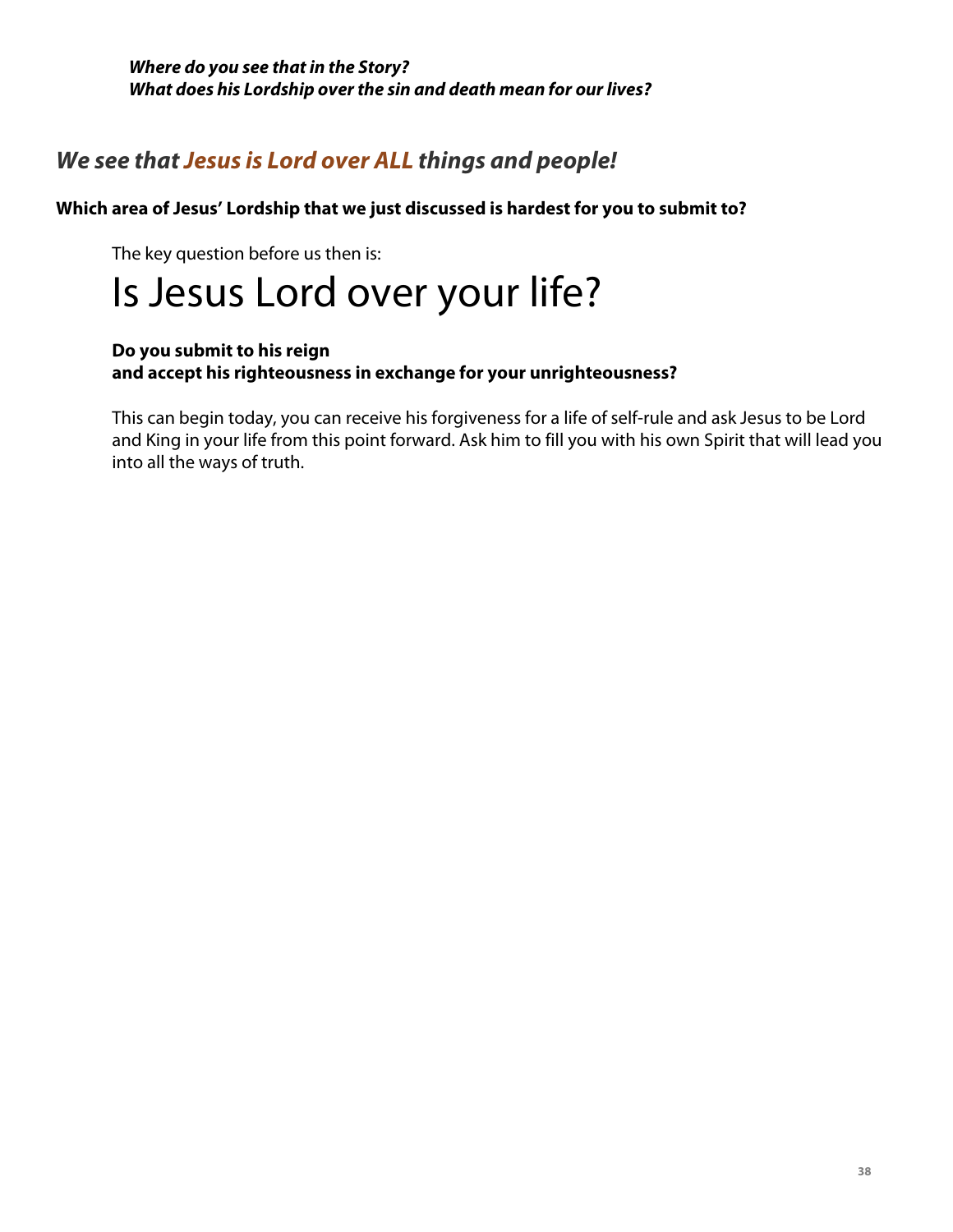***Where do you see that in the Story?***
***What does his Lordship over the sin and death mean for our lives?***

## *We see that Jesus is Lord over ALL things and people!*

**Which area of Jesus' Lordship that we just discussed is hardest for you to submit to?**

The key question before us then is:

# Is Jesus Lord over your life?

**Do you submit to his reign**
**and accept his righteousness in exchange for your unrighteousness?**

This can begin today, you can receive his forgiveness for a life of self-rule and ask Jesus to be Lord and King in your life from this point forward. Ask him to fill you with his own Spirit that will lead you into all the ways of truth.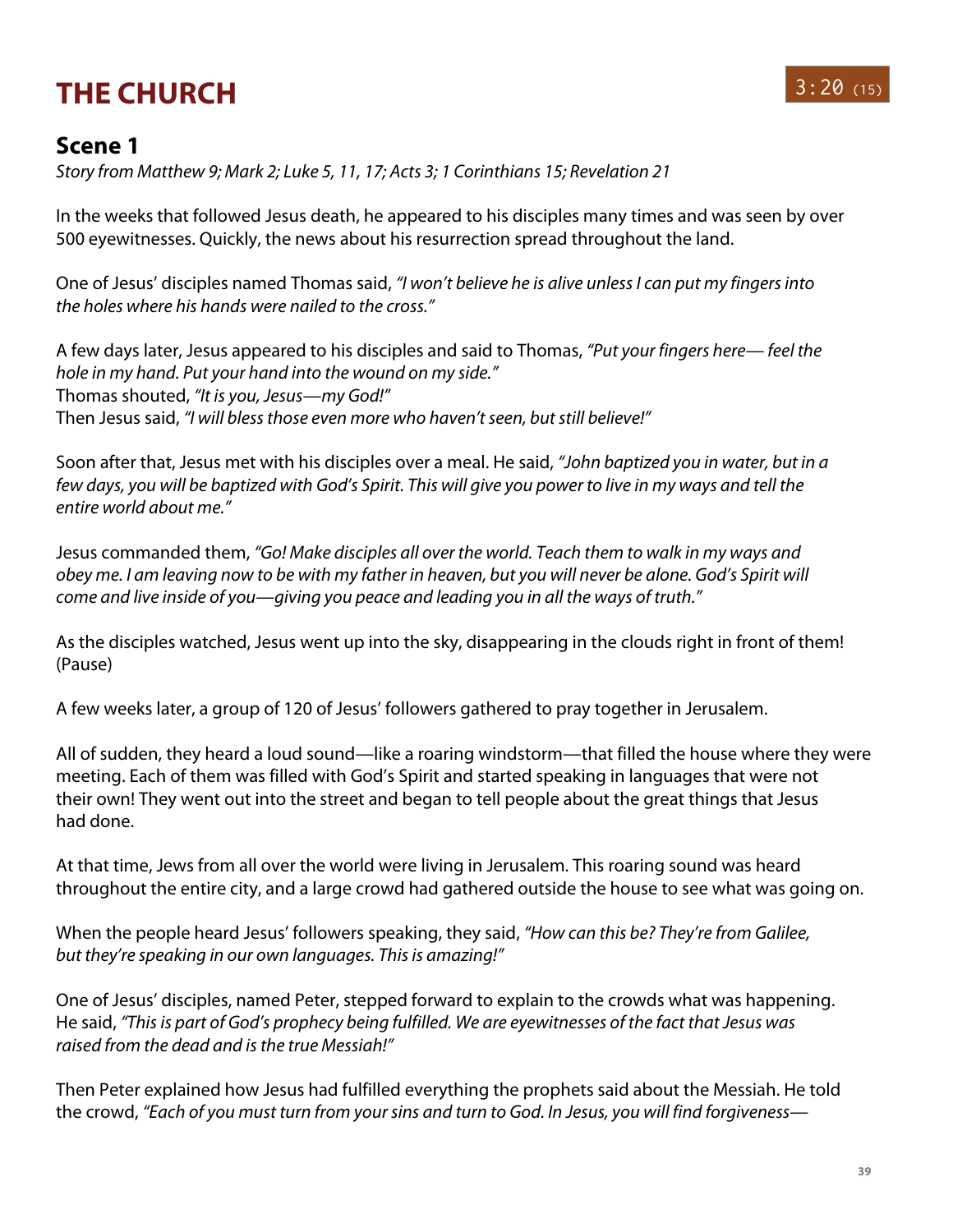# THE CHURCH

3:20 (15)

## Scene 1

*Story from Matthew 9; Mark 2; Luke 5, 11, 17; Acts 3; 1 Corinthians 15; Revelation 21*

In the weeks that followed Jesus death, he appeared to his disciples many times and was seen by over 500 eyewitnesses. Quickly, the news about his resurrection spread throughout the land.

One of Jesus' disciples named Thomas said, *"I won't believe he is alive unless I can put my fingers into the holes where his hands were nailed to the cross."*

A few days later, Jesus appeared to his disciples and said to Thomas, *"Put your fingers here— feel the hole in my hand. Put your hand into the wound on my side."*
Thomas shouted, *"It is you, Jesus—my God!"*
Then Jesus said, *"I will bless those even more who haven't seen, but still believe!"*

Soon after that, Jesus met with his disciples over a meal. He said, *"John baptized you in water, but in a few days, you will be baptized with God's Spirit. This will give you power to live in my ways and tell the entire world about me."*

Jesus commanded them, *"Go! Make disciples all over the world. Teach them to walk in my ways and obey me. I am leaving now to be with my father in heaven, but you will never be alone. God's Spirit will come and live inside of you—giving you peace and leading you in all the ways of truth."*

As the disciples watched, Jesus went up into the sky, disappearing in the clouds right in front of them! (Pause)

A few weeks later, a group of 120 of Jesus' followers gathered to pray together in Jerusalem.

All of sudden, they heard a loud sound—like a roaring windstorm—that filled the house where they were meeting. Each of them was filled with God's Spirit and started speaking in languages that were not their own! They went out into the street and began to tell people about the great things that Jesus had done.

At that time, Jews from all over the world were living in Jerusalem. This roaring sound was heard throughout the entire city, and a large crowd had gathered outside the house to see what was going on.

When the people heard Jesus' followers speaking, they said, *"How can this be? They're from Galilee, but they're speaking in our own languages. This is amazing!"*

One of Jesus' disciples, named Peter, stepped forward to explain to the crowds what was happening. He said, *"This is part of God's prophecy being fulfilled. We are eyewitnesses of the fact that Jesus was raised from the dead and is the true Messiah!"*

Then Peter explained how Jesus had fulfilled everything the prophets said about the Messiah. He told the crowd, *"Each of you must turn from your sins and turn to God. In Jesus, you will find forgiveness—*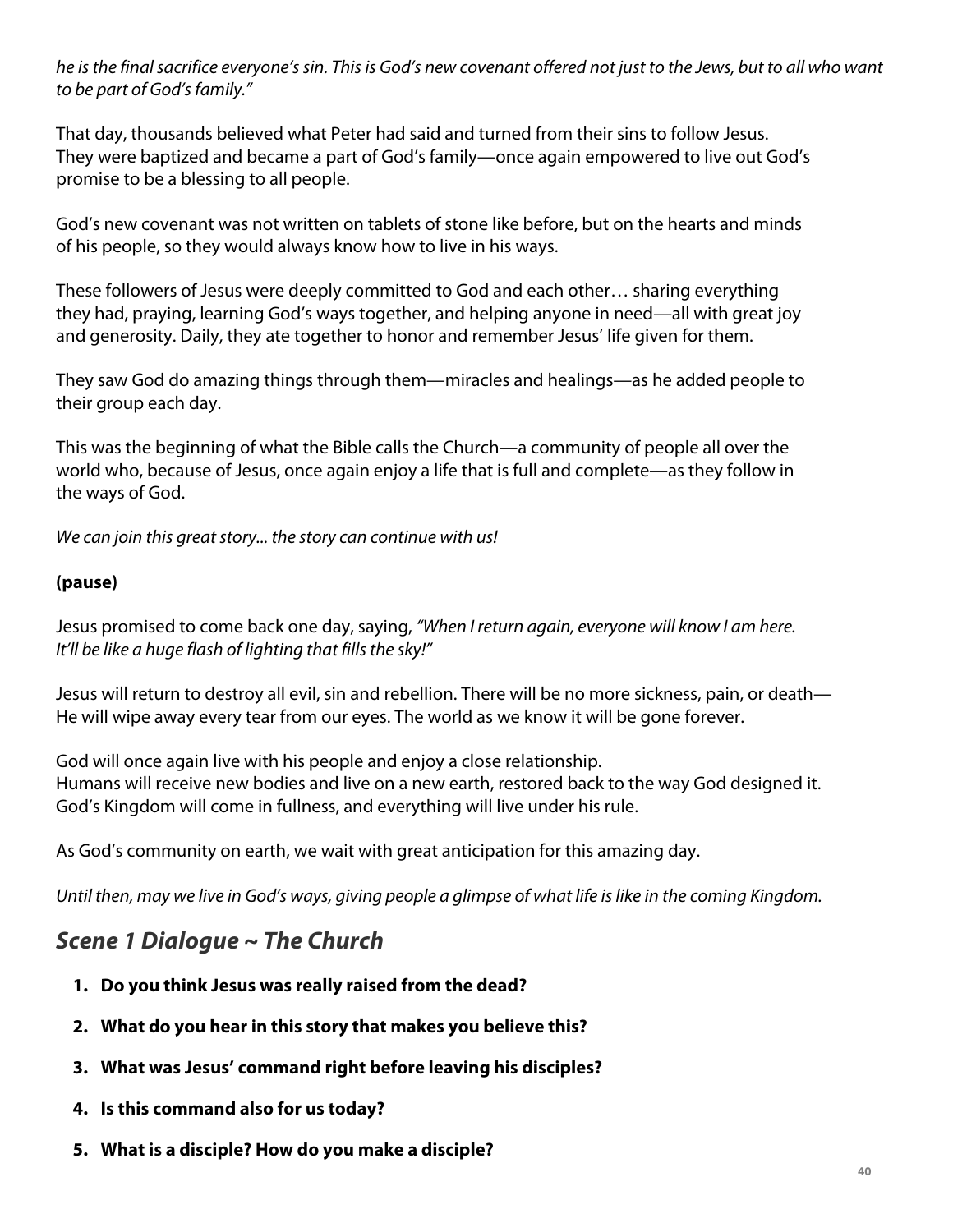*he is the final sacrifice everyone's sin. This is God's new covenant offered not just to the Jews, but to all who want to be part of God's family."*

That day, thousands believed what Peter had said and turned from their sins to follow Jesus. They were baptized and became a part of God's family—once again empowered to live out God's promise to be a blessing to all people.

God's new covenant was not written on tablets of stone like before, but on the hearts and minds of his people, so they would always know how to live in his ways.

These followers of Jesus were deeply committed to God and each other… sharing everything they had, praying, learning God's ways together, and helping anyone in need—all with great joy and generosity. Daily, they ate together to honor and remember Jesus' life given for them.

They saw God do amazing things through them—miracles and healings—as he added people to their group each day.

This was the beginning of what the Bible calls the Church—a community of people all over the world who, because of Jesus, once again enjoy a life that is full and complete—as they follow in the ways of God.

*We can join this great story... the story can continue with us!*

**(pause)**

Jesus promised to come back one day, saying, *"When I return again, everyone will know I am here. It'll be like a huge flash of lighting that fills the sky!"*

Jesus will return to destroy all evil, sin and rebellion. There will be no more sickness, pain, or death—He will wipe away every tear from our eyes. The world as we know it will be gone forever.

God will once again live with his people and enjoy a close relationship.
Humans will receive new bodies and live on a new earth, restored back to the way God designed it. God's Kingdom will come in fullness, and everything will live under his rule.

As God's community on earth, we wait with great anticipation for this amazing day.

*Until then, may we live in God's ways, giving people a glimpse of what life is like in the coming Kingdom.*

## *Scene 1 Dialogue ~ The Church*

1. **Do you think Jesus was really raised from the dead?**
2. **What do you hear in this story that makes you believe this?**
3. **What was Jesus' command right before leaving his disciples?**
4. **Is this command also for us today?**
5. **What is a disciple? How do you make a disciple?**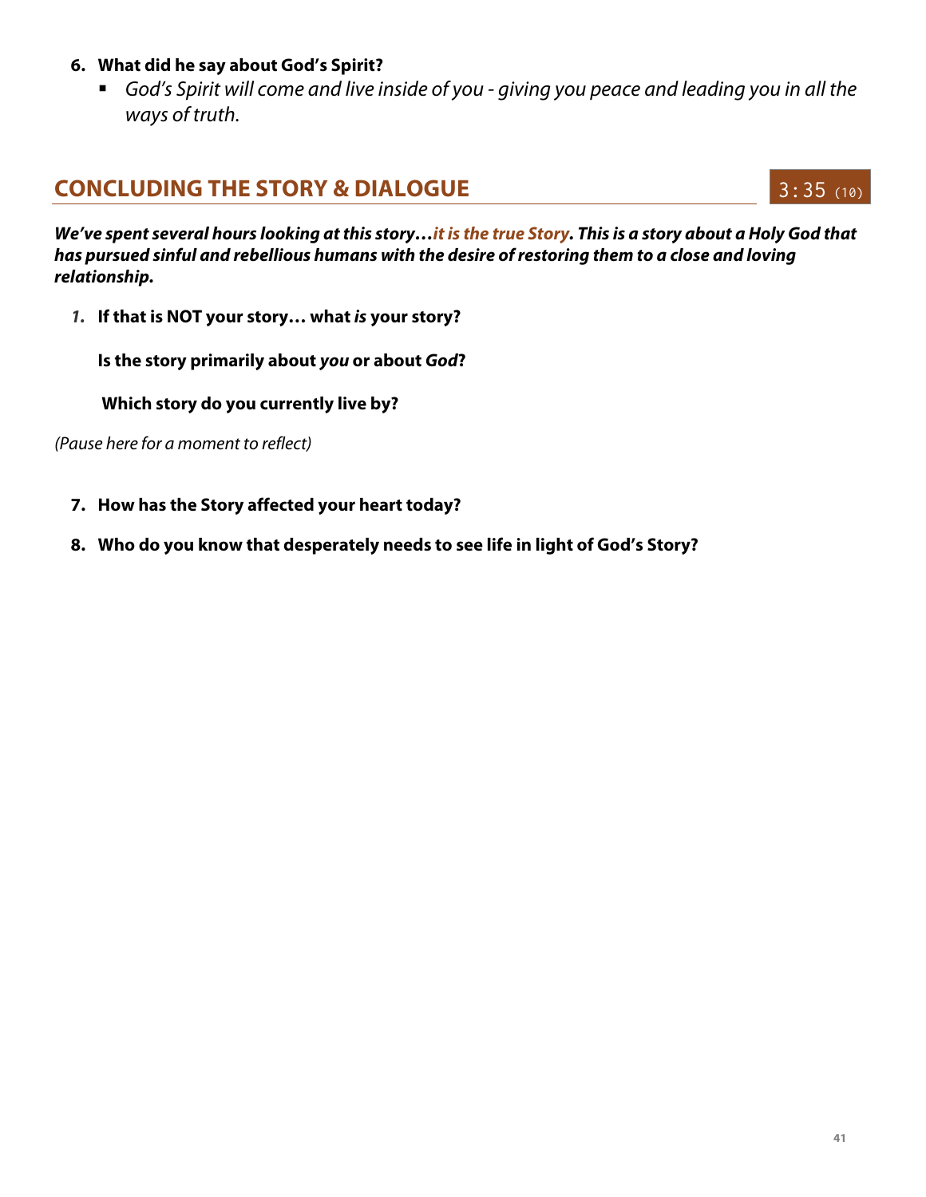6. **What did he say about God's Spirit?**
   - *God's Spirit will come and live inside of you - giving you peace and leading you in all the ways of truth.*

## CONCLUDING THE STORY & DIALOGUE

3:35 (10)

***We've spent several hours looking at this story…it is the true Story. This is a story about a Holy God that has pursued sinful and rebellious humans with the desire of restoring them to a close and loving relationship.***

1. **If that is NOT your story… what *is* your story?**

   **Is the story primarily about *you* or about *God*?**

   **Which story do you currently live by?**

*(Pause here for a moment to reflect)*

7. **How has the Story affected your heart today?**
8. **Who do you know that desperately needs to see life in light of God's Story?**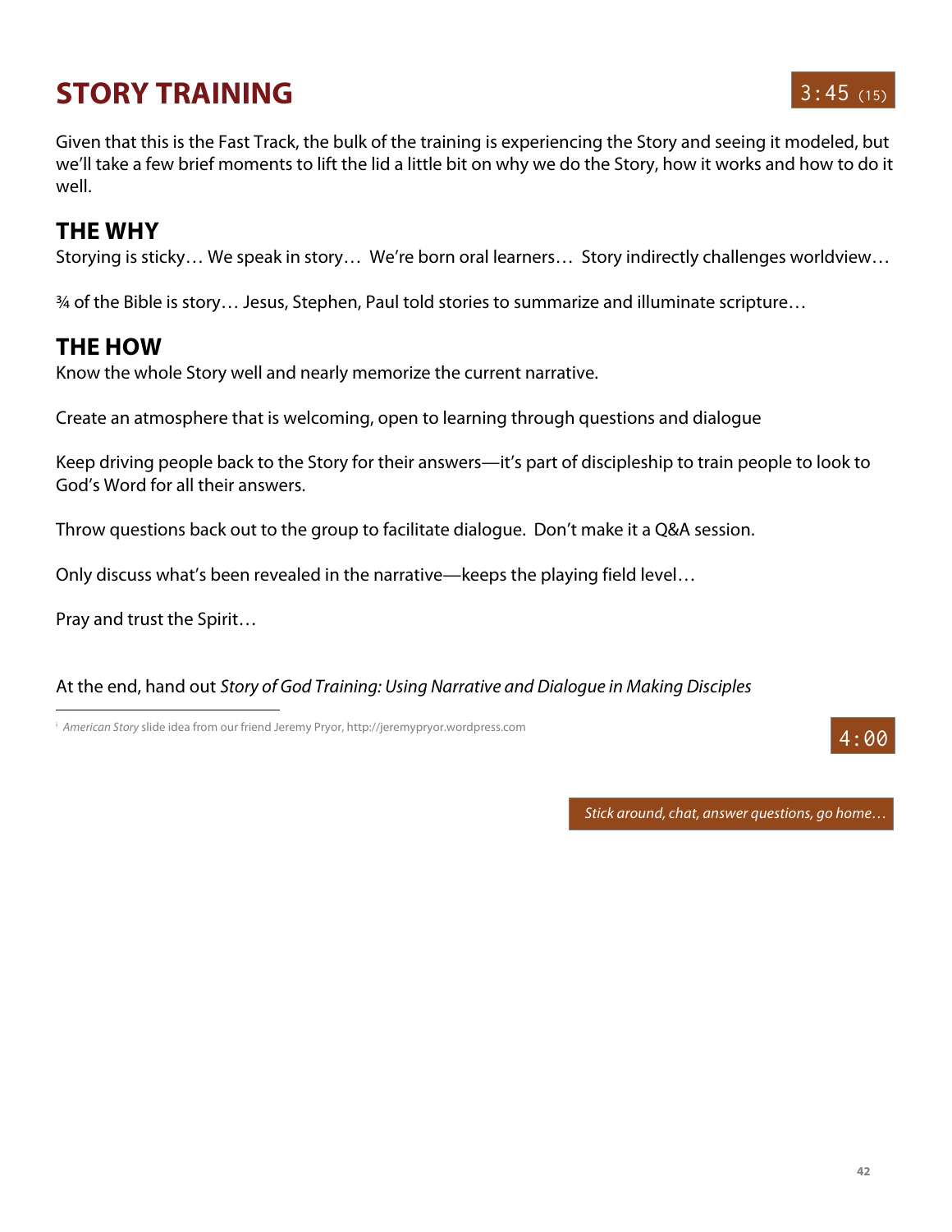# STORY TRAINING

3:45 (15)

Given that this is the Fast Track, the bulk of the training is experiencing the Story and seeing it modeled, but we'll take a few brief moments to lift the lid a little bit on why we do the Story, how it works and how to do it well.

## THE WHY

Storying is sticky… We speak in story… We're born oral learners… Story indirectly challenges worldview…

¾ of the Bible is story… Jesus, Stephen, Paul told stories to summarize and illuminate scripture…

## THE HOW

Know the whole Story well and nearly memorize the current narrative.

Create an atmosphere that is welcoming, open to learning through questions and dialogue

Keep driving people back to the Story for their answers—it's part of discipleship to train people to look to God's Word for all their answers.

Throw questions back out to the group to facilitate dialogue. Don't make it a Q&A session.

Only discuss what's been revealed in the narrative—keeps the playing field level…

Pray and trust the Spirit…

At the end, hand out *Story of God Training: Using Narrative and Dialogue in Making Disciples*

---

[i] *American Story* slide idea from our friend Jeremy Pryor, http://jeremypryor.wordpress.com

4:00

*Stick around, chat, answer questions, go home…*